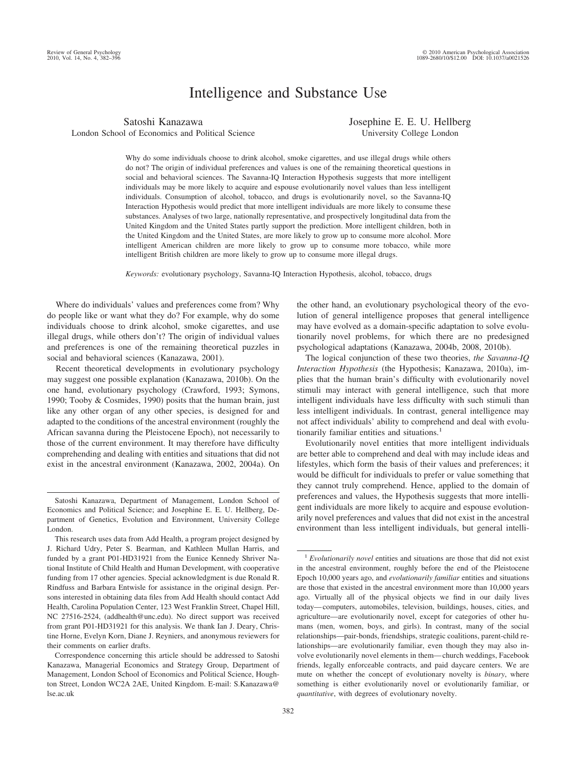# Intelligence and Substance Use

Satoshi Kanazawa
London School of Economics and Political Science

Josephine E. E. U. Hellberg
University College London

Why do some individuals choose to drink alcohol, smoke cigarettes, and use illegal drugs while others do not? The origin of individual preferences and values is one of the remaining theoretical questions in social and behavioral sciences. The Savanna-IQ Interaction Hypothesis suggests that more intelligent individuals may be more likely to acquire and espouse evolutionarily novel values than less intelligent individuals. Consumption of alcohol, tobacco, and drugs is evolutionarily novel, so the Savanna-IQ Interaction Hypothesis would predict that more intelligent individuals are more likely to consume these substances. Analyses of two large, nationally representative, and prospectively longitudinal data from the United Kingdom and the United States partly support the prediction. More intelligent children, both in the United Kingdom and the United States, are more likely to grow up to consume more alcohol. More intelligent American children are more likely to grow up to consume more tobacco, while more intelligent British children are more likely to grow up to consume more illegal drugs.

*Keywords:* evolutionary psychology, Savanna-IQ Interaction Hypothesis, alcohol, tobacco, drugs

Where do individuals' values and preferences come from? Why do people like or want what they do? For example, why do some individuals choose to drink alcohol, smoke cigarettes, and use illegal drugs, while others don't? The origin of individual values and preferences is one of the remaining theoretical puzzles in social and behavioral sciences (Kanazawa, 2001).

Recent theoretical developments in evolutionary psychology may suggest one possible explanation (Kanazawa, 2010b). On the one hand, evolutionary psychology (Crawford, 1993; Symons, 1990; Tooby & Cosmides, 1990) posits that the human brain, just like any other organ of any other species, is designed for and adapted to the conditions of the ancestral environment (roughly the African savanna during the Pleistocene Epoch), not necessarily to those of the current environment. It may therefore have difficulty comprehending and dealing with entities and situations that did not exist in the ancestral environment (Kanazawa, 2002, 2004a). On the other hand, an evolutionary psychological theory of the evolution of general intelligence proposes that general intelligence may have evolved as a domain-specific adaptation to solve evolutionarily novel problems, for which there are no predesigned psychological adaptations (Kanazawa, 2004b, 2008, 2010b).

The logical conjunction of these two theories, *the Savanna-IQ Interaction Hypothesis* (the Hypothesis; Kanazawa, 2010a), implies that the human brain's difficulty with evolutionarily novel stimuli may interact with general intelligence, such that more intelligent individuals have less difficulty with such stimuli than less intelligent individuals. In contrast, general intelligence may not affect individuals' ability to comprehend and deal with evolutionarily familiar entities and situations.[1]

Evolutionarily novel entities that more intelligent individuals are better able to comprehend and deal with may include ideas and lifestyles, which form the basis of their values and preferences; it would be difficult for individuals to prefer or value something that they cannot truly comprehend. Hence, applied to the domain of preferences and values, the Hypothesis suggests that more intelligent individuals are more likely to acquire and espouse evolutionarily novel preferences and values that did not exist in the ancestral environment than less intelligent individuals, but general intelli-

Satoshi Kanazawa, Department of Management, London School of Economics and Political Science; and Josephine E. E. U. Hellberg, Department of Genetics, Evolution and Environment, University College London.

This research uses data from Add Health, a program project designed by J. Richard Udry, Peter S. Bearman, and Kathleen Mullan Harris, and funded by a grant P01-HD31921 from the Eunice Kennedy Shriver National Institute of Child Health and Human Development, with cooperative funding from 17 other agencies. Special acknowledgment is due Ronald R. Rindfuss and Barbara Entwisle for assistance in the original design. Persons interested in obtaining data files from Add Health should contact Add Health, Carolina Population Center, 123 West Franklin Street, Chapel Hill, NC 27516-2524, (addhealth@unc.edu). No direct support was received from grant P01-HD31921 for this analysis. We thank Ian J. Deary, Christine Horne, Evelyn Korn, Diane J. Reyniers, and anonymous reviewers for their comments on earlier drafts.

Correspondence concerning this article should be addressed to Satoshi Kanazawa, Managerial Economics and Strategy Group, Department of Management, London School of Economics and Political Science, Houghton Street, London WC2A 2AE, United Kingdom. E-mail: S.Kanazawa@lse.ac.uk

[1] *Evolutionarily novel* entities and situations are those that did not exist in the ancestral environment, roughly before the end of the Pleistocene Epoch 10,000 years ago, and *evolutionarily familiar* entities and situations are those that existed in the ancestral environment more than 10,000 years ago. Virtually all of the physical objects we find in our daily lives today—computers, automobiles, television, buildings, houses, cities, and agriculture—are evolutionarily novel, except for categories of other humans (men, women, boys, and girls). In contrast, many of the social relationships—pair-bonds, friendships, strategic coalitions, parent-child relationships—are evolutionarily familiar, even though they may also involve evolutionarily novel elements in them—church weddings, Facebook friends, legally enforceable contracts, and paid daycare centers. We are mute on whether the concept of evolutionary novelty is *binary*, where something is either evolutionarily novel or evolutionarily familiar, or *quantitative*, with degrees of evolutionary novelty.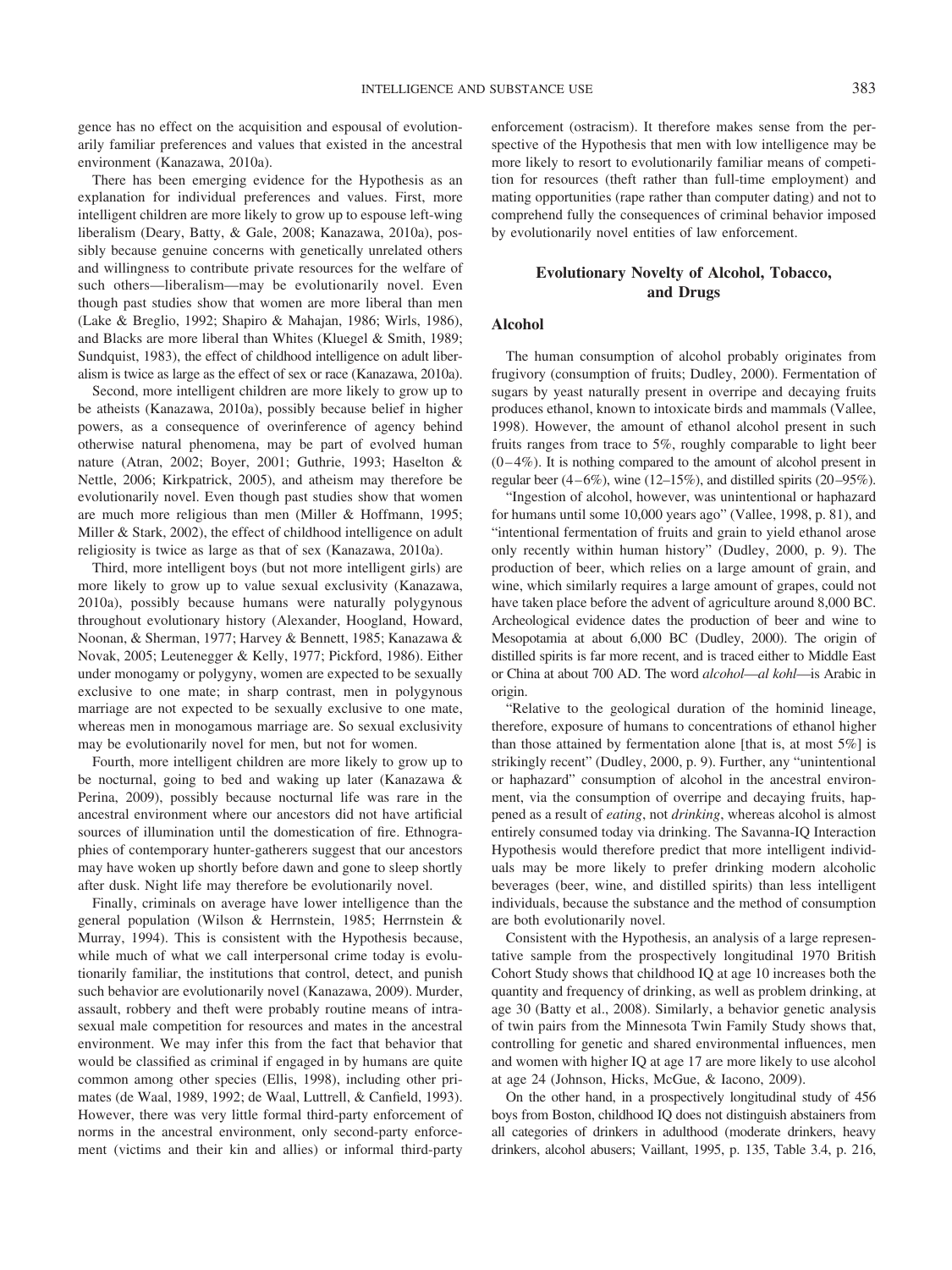gence has no effect on the acquisition and espousal of evolutionarily familiar preferences and values that existed in the ancestral environment (Kanazawa, 2010a).

There has been emerging evidence for the Hypothesis as an explanation for individual preferences and values. First, more intelligent children are more likely to grow up to espouse left-wing liberalism (Deary, Batty, & Gale, 2008; Kanazawa, 2010a), possibly because genuine concerns with genetically unrelated others and willingness to contribute private resources for the welfare of such others—liberalism—may be evolutionarily novel. Even though past studies show that women are more liberal than men (Lake & Breglio, 1992; Shapiro & Mahajan, 1986; Wirls, 1986), and Blacks are more liberal than Whites (Kluegel & Smith, 1989; Sundquist, 1983), the effect of childhood intelligence on adult liberalism is twice as large as the effect of sex or race (Kanazawa, 2010a).

Second, more intelligent children are more likely to grow up to be atheists (Kanazawa, 2010a), possibly because belief in higher powers, as a consequence of overinference of agency behind otherwise natural phenomena, may be part of evolved human nature (Atran, 2002; Boyer, 2001; Guthrie, 1993; Haselton & Nettle, 2006; Kirkpatrick, 2005), and atheism may therefore be evolutionarily novel. Even though past studies show that women are much more religious than men (Miller & Hoffmann, 1995; Miller & Stark, 2002), the effect of childhood intelligence on adult religiosity is twice as large as that of sex (Kanazawa, 2010a).

Third, more intelligent boys (but not more intelligent girls) are more likely to grow up to value sexual exclusivity (Kanazawa, 2010a), possibly because humans were naturally polygynous throughout evolutionary history (Alexander, Hoogland, Howard, Noonan, & Sherman, 1977; Harvey & Bennett, 1985; Kanazawa & Novak, 2005; Leutenegger & Kelly, 1977; Pickford, 1986). Either under monogamy or polygyny, women are expected to be sexually exclusive to one mate; in sharp contrast, men in polygynous marriage are not expected to be sexually exclusive to one mate, whereas men in monogamous marriage are. So sexual exclusivity may be evolutionarily novel for men, but not for women.

Fourth, more intelligent children are more likely to grow up to be nocturnal, going to bed and waking up later (Kanazawa & Perina, 2009), possibly because nocturnal life was rare in the ancestral environment where our ancestors did not have artificial sources of illumination until the domestication of fire. Ethnographies of contemporary hunter-gatherers suggest that our ancestors may have woken up shortly before dawn and gone to sleep shortly after dusk. Night life may therefore be evolutionarily novel.

Finally, criminals on average have lower intelligence than the general population (Wilson & Herrnstein, 1985; Herrnstein & Murray, 1994). This is consistent with the Hypothesis because, while much of what we call interpersonal crime today is evolutionarily familiar, the institutions that control, detect, and punish such behavior are evolutionarily novel (Kanazawa, 2009). Murder, assault, robbery and theft were probably routine means of intrasexual male competition for resources and mates in the ancestral environment. We may infer this from the fact that behavior that would be classified as criminal if engaged in by humans are quite common among other species (Ellis, 1998), including other primates (de Waal, 1989, 1992; de Waal, Luttrell, & Canfield, 1993). However, there was very little formal third-party enforcement of norms in the ancestral environment, only second-party enforcement (victims and their kin and allies) or informal third-party enforcement (ostracism). It therefore makes sense from the perspective of the Hypothesis that men with low intelligence may be more likely to resort to evolutionarily familiar means of competition for resources (theft rather than full-time employment) and mating opportunities (rape rather than computer dating) and not to comprehend fully the consequences of criminal behavior imposed by evolutionarily novel entities of law enforcement.

## Evolutionary Novelty of Alcohol, Tobacco, and Drugs

### Alcohol

The human consumption of alcohol probably originates from frugivory (consumption of fruits; Dudley, 2000). Fermentation of sugars by yeast naturally present in overripe and decaying fruits produces ethanol, known to intoxicate birds and mammals (Vallee, 1998). However, the amount of ethanol alcohol present in such fruits ranges from trace to 5%, roughly comparable to light beer (0–4%). It is nothing compared to the amount of alcohol present in regular beer (4–6%), wine (12–15%), and distilled spirits (20–95%).

"Ingestion of alcohol, however, was unintentional or haphazard for humans until some 10,000 years ago" (Vallee, 1998, p. 81), and "intentional fermentation of fruits and grain to yield ethanol arose only recently within human history" (Dudley, 2000, p. 9). The production of beer, which relies on a large amount of grain, and wine, which similarly requires a large amount of grapes, could not have taken place before the advent of agriculture around 8,000 BC. Archeological evidence dates the production of beer and wine to Mesopotamia at about 6,000 BC (Dudley, 2000). The origin of distilled spirits is far more recent, and is traced either to Middle East or China at about 700 AD. The word *alcohol*—*al kohl*—is Arabic in origin.

"Relative to the geological duration of the hominid lineage, therefore, exposure of humans to concentrations of ethanol higher than those attained by fermentation alone [that is, at most 5%] is strikingly recent" (Dudley, 2000, p. 9). Further, any "unintentional or haphazard" consumption of alcohol in the ancestral environment, via the consumption of overripe and decaying fruits, happened as a result of *eating*, not *drinking*, whereas alcohol is almost entirely consumed today via drinking. The Savanna-IQ Interaction Hypothesis would therefore predict that more intelligent individuals may be more likely to prefer drinking modern alcoholic beverages (beer, wine, and distilled spirits) than less intelligent individuals, because the substance and the method of consumption are both evolutionarily novel.

Consistent with the Hypothesis, an analysis of a large representative sample from the prospectively longitudinal 1970 British Cohort Study shows that childhood IQ at age 10 increases both the quantity and frequency of drinking, as well as problem drinking, at age 30 (Batty et al., 2008). Similarly, a behavior genetic analysis of twin pairs from the Minnesota Twin Family Study shows that, controlling for genetic and shared environmental influences, men and women with higher IQ at age 17 are more likely to use alcohol at age 24 (Johnson, Hicks, McGue, & Iacono, 2009).

On the other hand, in a prospectively longitudinal study of 456 boys from Boston, childhood IQ does not distinguish abstainers from all categories of drinkers in adulthood (moderate drinkers, heavy drinkers, alcohol abusers; Vaillant, 1995, p. 135, Table 3.4, p. 216,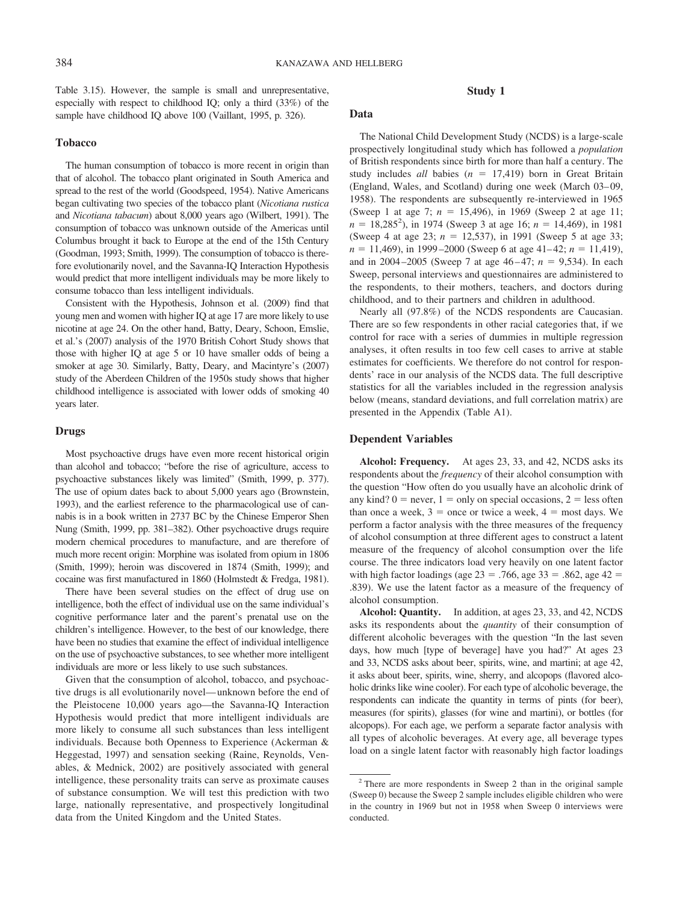Table 3.15). However, the sample is small and unrepresentative, especially with respect to childhood IQ; only a third (33%) of the sample have childhood IQ above 100 (Vaillant, 1995, p. 326).

### Tobacco

The human consumption of tobacco is more recent in origin than that of alcohol. The tobacco plant originated in South America and spread to the rest of the world (Goodspeed, 1954). Native Americans began cultivating two species of the tobacco plant (*Nicotiana rustica* and *Nicotiana tabacum*) about 8,000 years ago (Wilbert, 1991). The consumption of tobacco was unknown outside of the Americas until Columbus brought it back to Europe at the end of the 15th Century (Goodman, 1993; Smith, 1999). The consumption of tobacco is therefore evolutionarily novel, and the Savanna-IQ Interaction Hypothesis would predict that more intelligent individuals may be more likely to consume tobacco than less intelligent individuals.

Consistent with the Hypothesis, Johnson et al. (2009) find that young men and women with higher IQ at age 17 are more likely to use nicotine at age 24. On the other hand, Batty, Deary, Schoon, Emslie, et al.'s (2007) analysis of the 1970 British Cohort Study shows that those with higher IQ at age 5 or 10 have smaller odds of being a smoker at age 30. Similarly, Batty, Deary, and Macintyre's (2007) study of the Aberdeen Children of the 1950s study shows that higher childhood intelligence is associated with lower odds of smoking 40 years later.

### Drugs

Most psychoactive drugs have even more recent historical origin than alcohol and tobacco; "before the rise of agriculture, access to psychoactive substances likely was limited" (Smith, 1999, p. 377). The use of opium dates back to about 5,000 years ago (Brownstein, 1993), and the earliest reference to the pharmacological use of cannabis is in a book written in 2737 BC by the Chinese Emperor Shen Nung (Smith, 1999, pp. 381–382). Other psychoactive drugs require modern chemical procedures to manufacture, and are therefore of much more recent origin: Morphine was isolated from opium in 1806 (Smith, 1999); heroin was discovered in 1874 (Smith, 1999); and cocaine was first manufactured in 1860 (Holmstedt & Fredga, 1981).

There have been several studies on the effect of drug use on intelligence, both the effect of individual use on the same individual's cognitive performance later and the parent's prenatal use on the children's intelligence. However, to the best of our knowledge, there have been no studies that examine the effect of individual intelligence on the use of psychoactive substances, to see whether more intelligent individuals are more or less likely to use such substances.

Given that the consumption of alcohol, tobacco, and psychoactive drugs is all evolutionarily novel—unknown before the end of the Pleistocene 10,000 years ago—the Savanna-IQ Interaction Hypothesis would predict that more intelligent individuals are more likely to consume all such substances than less intelligent individuals. Because both Openness to Experience (Ackerman & Heggestad, 1997) and sensation seeking (Raine, Reynolds, Venables, & Mednick, 2002) are positively associated with general intelligence, these personality traits can serve as proximate causes of substance consumption. We will test this prediction with two large, nationally representative, and prospectively longitudinal data from the United Kingdom and the United States.

## Study 1

### Data

The National Child Development Study (NCDS) is a large-scale prospectively longitudinal study which has followed a *population* of British respondents since birth for more than half a century. The study includes *all* babies ($n = 17{,}419$) born in Great Britain (England, Wales, and Scotland) during one week (March 03–09, 1958). The respondents are subsequently re-interviewed in 1965 (Sweep 1 at age 7; $n = 15{,}496$), in 1969 (Sweep 2 at age 11; $n = 18{,}285$[2]), in 1974 (Sweep 3 at age 16; $n = 14{,}469$), in 1981 (Sweep 4 at age 23; $n = 12{,}537$), in 1991 (Sweep 5 at age 33; $n = 11{,}469$), in 1999–2000 (Sweep 6 at age 41–42; $n = 11{,}419$), and in 2004–2005 (Sweep 7 at age 46–47; $n = 9{,}534$). In each Sweep, personal interviews and questionnaires are administered to the respondents, to their mothers, teachers, and doctors during childhood, and to their partners and children in adulthood.

Nearly all (97.8%) of the NCDS respondents are Caucasian. There are so few respondents in other racial categories that, if we control for race with a series of dummies in multiple regression analyses, it often results in too few cell cases to arrive at stable estimates for coefficients. We therefore do not control for respondents' race in our analysis of the NCDS data. The full descriptive statistics for all the variables included in the regression analysis below (means, standard deviations, and full correlation matrix) are presented in the Appendix (Table A1).

### Dependent Variables

**Alcohol: Frequency.** At ages 23, 33, and 42, NCDS asks its respondents about the *frequency* of their alcohol consumption with the question "How often do you usually have an alcoholic drink of any kind? 0 = never, 1 = only on special occasions, 2 = less often than once a week, 3 = once or twice a week, 4 = most days. We perform a factor analysis with the three measures of the frequency of alcohol consumption at three different ages to construct a latent measure of the frequency of alcohol consumption over the life course. The three indicators load very heavily on one latent factor with high factor loadings (age 23 = .766, age 33 = .862, age 42 = .839). We use the latent factor as a measure of the frequency of alcohol consumption.

**Alcohol: Quantity.** In addition, at ages 23, 33, and 42, NCDS asks its respondents about the *quantity* of their consumption of different alcoholic beverages with the question "In the last seven days, how much [type of beverage] have you had?" At ages 23 and 33, NCDS asks about beer, spirits, wine, and martini; at age 42, it asks about beer, spirits, wine, sherry, and alcopops (flavored alcoholic drinks like wine cooler). For each type of alcoholic beverage, the respondents can indicate the quantity in terms of pints (for beer), measures (for spirits), glasses (for wine and martini), or bottles (for alcopops). For each age, we perform a separate factor analysis with all types of alcoholic beverages. At every age, all beverage types load on a single latent factor with reasonably high factor loadings

[2] There are more respondents in Sweep 2 than in the original sample (Sweep 0) because the Sweep 2 sample includes eligible children who were in the country in 1969 but not in 1958 when Sweep 0 interviews were conducted.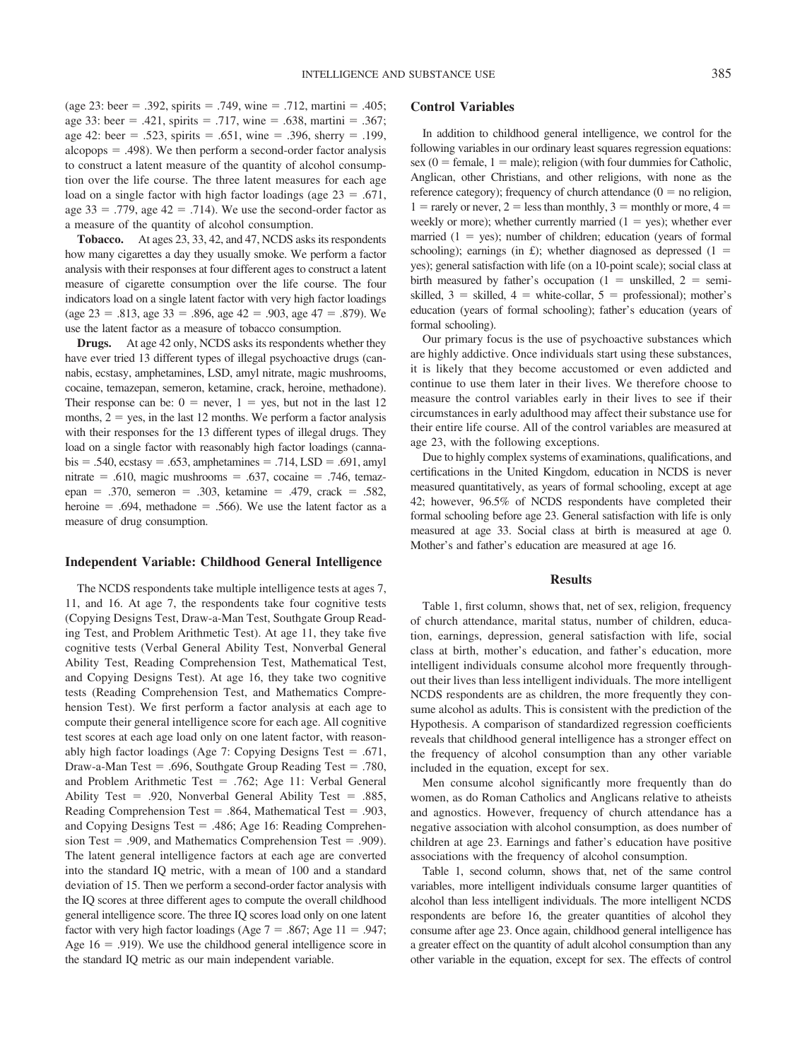(age 23: beer = .392, spirits = .749, wine = .712, martini = .405; age 33: beer = .421, spirits = .717, wine = .638, martini = .367; age 42: beer = .523, spirits = .651, wine = .396, sherry = .199, alcopops = .498). We then perform a second-order factor analysis to construct a latent measure of the quantity of alcohol consumption over the life course. The three latent measures for each age load on a single factor with high factor loadings (age 23 = .671, age 33 = .779, age 42 = .714). We use the second-order factor as a measure of the quantity of alcohol consumption.

**Tobacco.** At ages 23, 33, 42, and 47, NCDS asks its respondents how many cigarettes a day they usually smoke. We perform a factor analysis with their responses at four different ages to construct a latent measure of cigarette consumption over the life course. The four indicators load on a single latent factor with very high factor loadings (age 23 = .813, age 33 = .896, age 42 = .903, age 47 = .879). We use the latent factor as a measure of tobacco consumption.

**Drugs.** At age 42 only, NCDS asks its respondents whether they have ever tried 13 different types of illegal psychoactive drugs (cannabis, ecstasy, amphetamines, LSD, amyl nitrate, magic mushrooms, cocaine, temazepan, semeron, ketamine, crack, heroine, methadone). Their response can be: 0 = never, 1 = yes, but not in the last 12 months, 2 = yes, in the last 12 months. We perform a factor analysis with their responses for the 13 different types of illegal drugs. They load on a single factor with reasonably high factor loadings (cannabis = .540, ecstasy = .653, amphetamines = .714, LSD = .691, amyl nitrate = .610, magic mushrooms = .637, cocaine = .746, temazepan = .370, semeron = .303, ketamine = .479, crack = .582, heroine = .694, methadone = .566). We use the latent factor as a measure of drug consumption.

### Independent Variable: Childhood General Intelligence

The NCDS respondents take multiple intelligence tests at ages 7, 11, and 16. At age 7, the respondents take four cognitive tests (Copying Designs Test, Draw-a-Man Test, Southgate Group Reading Test, and Problem Arithmetic Test). At age 11, they take five cognitive tests (Verbal General Ability Test, Nonverbal General Ability Test, Reading Comprehension Test, Mathematical Test, and Copying Designs Test). At age 16, they take two cognitive tests (Reading Comprehension Test, and Mathematics Comprehension Test). We first perform a factor analysis at each age to compute their general intelligence score for each age. All cognitive test scores at each age load only on one latent factor, with reasonably high factor loadings (Age 7: Copying Designs Test = .671, Draw-a-Man Test = .696, Southgate Group Reading Test = .780, and Problem Arithmetic Test = .762; Age 11: Verbal General Ability Test = .920, Nonverbal General Ability Test = .885, Reading Comprehension Test = .864, Mathematical Test = .903, and Copying Designs Test = .486; Age 16: Reading Comprehension Test = .909, and Mathematics Comprehension Test = .909). The latent general intelligence factors at each age are converted into the standard IQ metric, with a mean of 100 and a standard deviation of 15. Then we perform a second-order factor analysis with the IQ scores at three different ages to compute the overall childhood general intelligence score. The three IQ scores load only on one latent factor with very high factor loadings (Age 7 = .867; Age 11 = .947; Age 16 = .919). We use the childhood general intelligence score in the standard IQ metric as our main independent variable.

### Control Variables

In addition to childhood general intelligence, we control for the following variables in our ordinary least squares regression equations: sex (0 = female, 1 = male); religion (with four dummies for Catholic, Anglican, other Christians, and other religions, with none as the reference category); frequency of church attendance (0 = no religion, 1 = rarely or never, 2 = less than monthly, 3 = monthly or more, 4 = weekly or more); whether currently married (1 = yes); whether ever married (1 = yes); number of children; education (years of formal schooling); earnings (in £); whether diagnosed as depressed (1 = yes); general satisfaction with life (on a 10-point scale); social class at birth measured by father's occupation (1 = unskilled, 2 = semi-skilled, 3 = skilled, 4 = white-collar, 5 = professional); mother's education (years of formal schooling); father's education (years of formal schooling).

Our primary focus is the use of psychoactive substances which are highly addictive. Once individuals start using these substances, it is likely that they become accustomed or even addicted and continue to use them later in their lives. We therefore choose to measure the control variables early in their lives to see if their circumstances in early adulthood may affect their substance use for their entire life course. All of the control variables are measured at age 23, with the following exceptions.

Due to highly complex systems of examinations, qualifications, and certifications in the United Kingdom, education in NCDS is never measured quantitatively, as years of formal schooling, except at age 42; however, 96.5% of NCDS respondents have completed their formal schooling before age 23. General satisfaction with life is only measured at age 33. Social class at birth is measured at age 0. Mother's and father's education are measured at age 16.

## Results

Table 1, first column, shows that, net of sex, religion, frequency of church attendance, marital status, number of children, education, earnings, depression, general satisfaction with life, social class at birth, mother's education, and father's education, more intelligent individuals consume alcohol more frequently throughout their lives than less intelligent individuals. The more intelligent NCDS respondents are as children, the more frequently they consume alcohol as adults. This is consistent with the prediction of the Hypothesis. A comparison of standardized regression coefficients reveals that childhood general intelligence has a stronger effect on the frequency of alcohol consumption than any other variable included in the equation, except for sex.

Men consume alcohol significantly more frequently than do women, as do Roman Catholics and Anglicans relative to atheists and agnostics. However, frequency of church attendance has a negative association with alcohol consumption, as does number of children at age 23. Earnings and father's education have positive associations with the frequency of alcohol consumption.

Table 1, second column, shows that, net of the same control variables, more intelligent individuals consume larger quantities of alcohol than less intelligent individuals. The more intelligent NCDS respondents are before 16, the greater quantities of alcohol they consume after age 23. Once again, childhood general intelligence has a greater effect on the quantity of adult alcohol consumption than any other variable in the equation, except for sex. The effects of control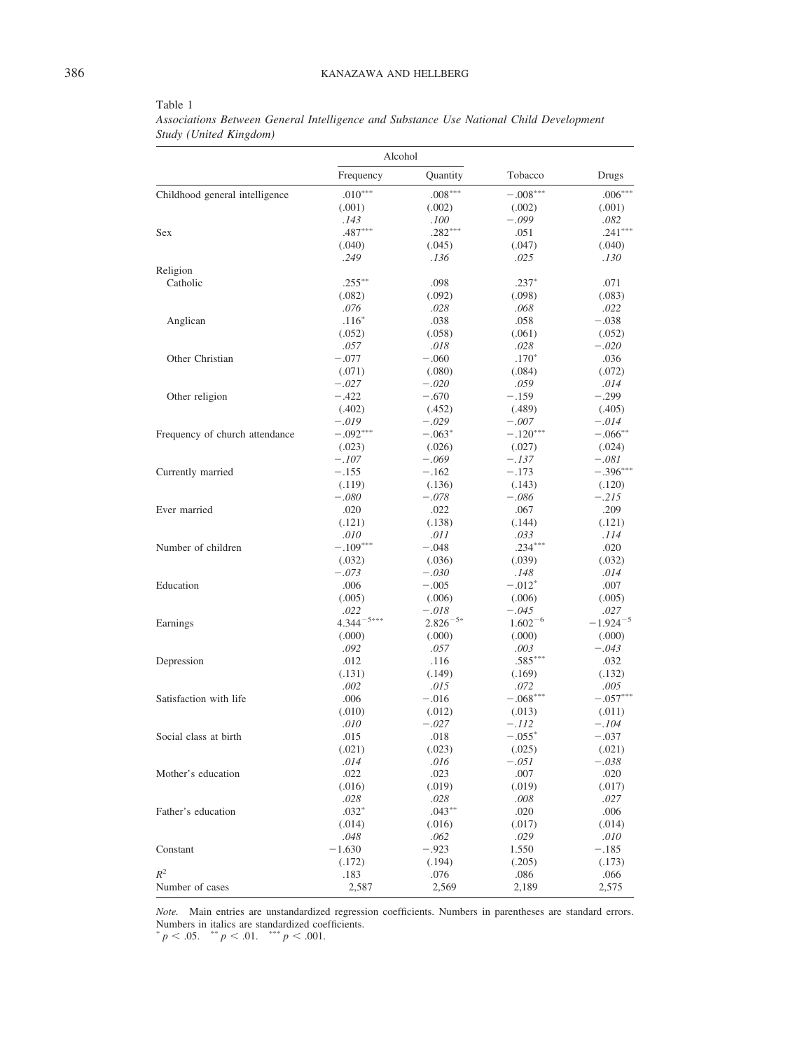Table 1

*Associations Between General Intelligence and Substance Use National Child Development Study (United Kingdom)*

| | Alcohol | | | |
|---|---|---|---|---|
| | Frequency | Quantity | Tobacco | Drugs |
| Childhood general intelligence | .010*** | .008*** | −.008*** | .006*** |
| | (.001) | (.002) | (.002) | (.001) |
| | *.143* | *.100* | *−.099* | *.082* |
| Sex | .487*** | .282*** | .051 | .241*** |
| | (.040) | (.045) | (.047) | (.040) |
| | *.249* | *.136* | *.025* | *.130* |
| Religion | | | | |
| Catholic | .255** | .098 | .237* | .071 |
| | (.082) | (.092) | (.098) | (.083) |
| | *.076* | *.028* | *.068* | *.022* |
| Anglican | .116* | .038 | .058 | −.038 |
| | (.052) | (.058) | (.061) | (.052) |
| | *.057* | *.018* | *.028* | *−.020* |
| Other Christian | −.077 | −.060 | .170* | .036 |
| | (.071) | (.080) | (.084) | (.072) |
| | *−.027* | *−.020* | *.059* | *.014* |
| Other religion | −.422 | −.670 | −.159 | −.299 |
| | (.402) | (.452) | (.489) | (.405) |
| | *−.019* | *−.029* | *−.007* | *−.014* |
| Frequency of church attendance | −.092*** | −.063* | −.120*** | −.066** |
| | (.023) | (.026) | (.027) | (.024) |
| | *−.107* | *−.069* | *−.137* | *−.081* |
| Currently married | −.155 | −.162 | −.173 | −.396*** |
| | (.119) | (.136) | (.143) | (.120) |
| | *−.080* | *−.078* | *−.086* | *−.215* |
| Ever married | .020 | .022 | .067 | .209 |
| | (.121) | (.138) | (.144) | (.121) |
| | *.010* | *.011* | *.033* | *.114* |
| Number of children | −.109*** | −.048 | .234*** | .020 |
| | (.032) | (.036) | (.039) | (.032) |
| | *−.073* | *−.030* | *.148* | *.014* |
| Education | .006 | −.005 | −.012* | .007 |
| | (.005) | (.006) | (.006) | (.005) |
| | *.022* | *−.018* | *−.045* | *.027* |
| Earnings | $4.344^{-5}$*** | $2.826^{-5}$* | $1.602^{-6}$ | $-1.924^{-5}$ |
| | (.000) | (.000) | (.000) | (.000) |
| | *.092* | *.057* | *.003* | *−.043* |
| Depression | .012 | .116 | .585*** | .032 |
| | (.131) | (.149) | (.169) | (.132) |
| | *.002* | *.015* | *.072* | *.005* |
| Satisfaction with life | .006 | −.016 | −.068*** | −.057*** |
| | (.010) | (.012) | (.013) | (.011) |
| | *.010* | *−.027* | *−.112* | *−.104* |
| Social class at birth | .015 | .018 | −.055* | −.037 |
| | (.021) | (.023) | (.025) | (.021) |
| | *.014* | *.016* | *−.051* | *−.038* |
| Mother's education | .022 | .023 | .007 | .020 |
| | (.016) | (.019) | (.019) | (.017) |
| | *.028* | *.028* | *.008* | *.027* |
| Father's education | .032* | .043** | .020 | .006 |
| | (.014) | (.016) | (.017) | (.014) |
| | *.048* | *.062* | *.029* | *.010* |
| Constant | −1.630 | −.923 | 1.550 | −.185 |
| | (.172) | (.194) | (.205) | (.173) |
| $R^2$ | .183 | .076 | .086 | .066 |
| Number of cases | 2,587 | 2,569 | 2,189 | 2,575 |

*Note.* Main entries are unstandardized regression coefficients. Numbers in parentheses are standard errors. Numbers in italics are standardized coefficients.
\* $p < .05$. \*\* $p < .01$. \*\*\* $p < .001$.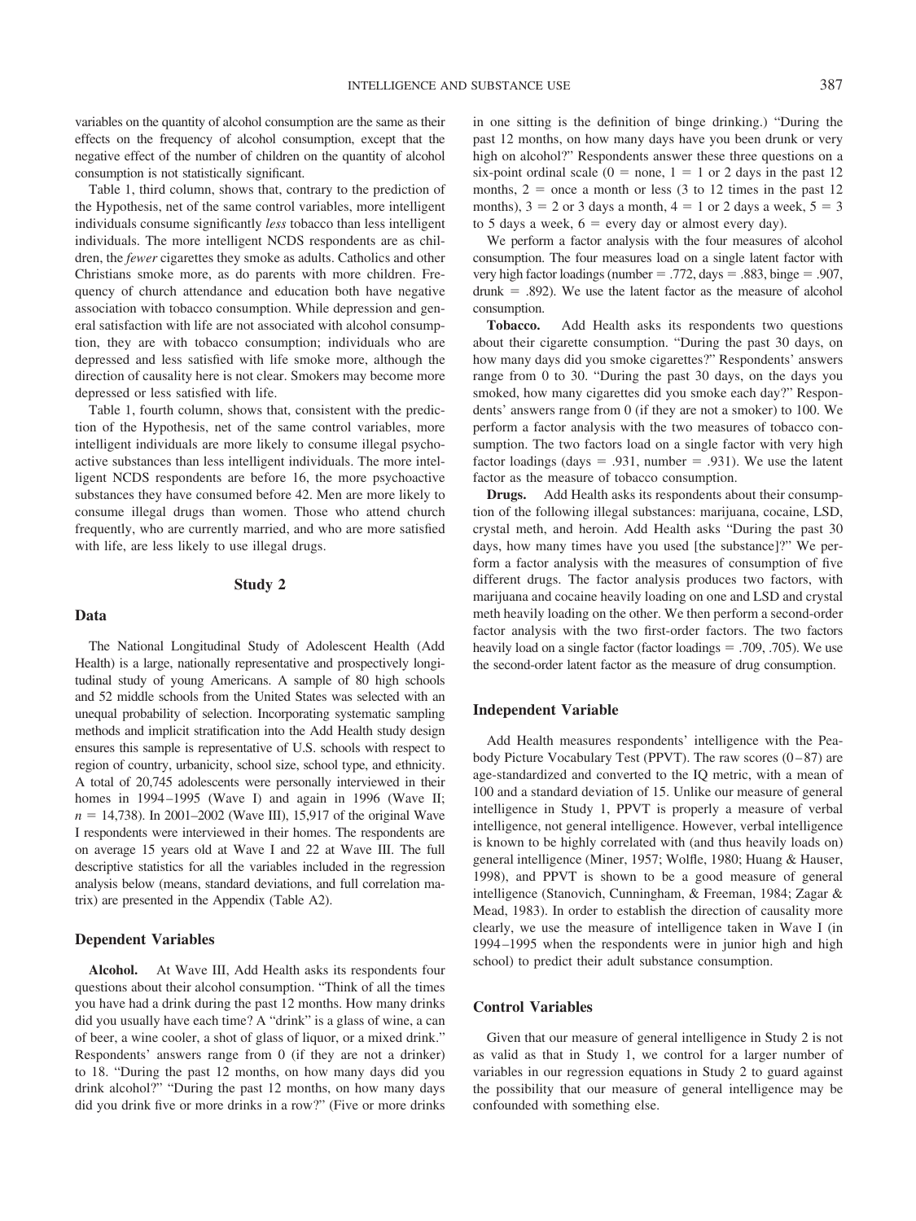variables on the quantity of alcohol consumption are the same as their effects on the frequency of alcohol consumption, except that the negative effect of the number of children on the quantity of alcohol consumption is not statistically significant.

Table 1, third column, shows that, contrary to the prediction of the Hypothesis, net of the same control variables, more intelligent individuals consume significantly *less* tobacco than less intelligent individuals. The more intelligent NCDS respondents are as children, the *fewer* cigarettes they smoke as adults. Catholics and other Christians smoke more, as do parents with more children. Frequency of church attendance and education both have negative association with tobacco consumption. While depression and general satisfaction with life are not associated with alcohol consumption, they are with tobacco consumption; individuals who are depressed and less satisfied with life smoke more, although the direction of causality here is not clear. Smokers may become more depressed or less satisfied with life.

Table 1, fourth column, shows that, consistent with the prediction of the Hypothesis, net of the same control variables, more intelligent individuals are more likely to consume illegal psychoactive substances than less intelligent individuals. The more intelligent NCDS respondents are before 16, the more psychoactive substances they have consumed before 42. Men are more likely to consume illegal drugs than women. Those who attend church frequently, who are currently married, and who are more satisfied with life, are less likely to use illegal drugs.

## Study 2

### Data

The National Longitudinal Study of Adolescent Health (Add Health) is a large, nationally representative and prospectively longitudinal study of young Americans. A sample of 80 high schools and 52 middle schools from the United States was selected with an unequal probability of selection. Incorporating systematic sampling methods and implicit stratification into the Add Health study design ensures this sample is representative of U.S. schools with respect to region of country, urbanicity, school size, school type, and ethnicity. A total of 20,745 adolescents were personally interviewed in their homes in 1994–1995 (Wave I) and again in 1996 (Wave II; $n = 14{,}738$). In 2001–2002 (Wave III), 15,917 of the original Wave I respondents were interviewed in their homes. The respondents are on average 15 years old at Wave I and 22 at Wave III. The full descriptive statistics for all the variables included in the regression analysis below (means, standard deviations, and full correlation matrix) are presented in the Appendix (Table A2).

### Dependent Variables

**Alcohol.** At Wave III, Add Health asks its respondents four questions about their alcohol consumption. "Think of all the times you have had a drink during the past 12 months. How many drinks did you usually have each time? A "drink" is a glass of wine, a can of beer, a wine cooler, a shot of glass of liquor, or a mixed drink." Respondents' answers range from 0 (if they are not a drinker) to 18. "During the past 12 months, on how many days did you drink alcohol?" "During the past 12 months, on how many days did you drink five or more drinks in a row?" (Five or more drinks in one sitting is the definition of binge drinking.) "During the past 12 months, on how many days have you been drunk or very high on alcohol?" Respondents answer these three questions on a six-point ordinal scale (0 = none, 1 = 1 or 2 days in the past 12 months, 2 = once a month or less (3 to 12 times in the past 12 months), 3 = 2 or 3 days a month, 4 = 1 or 2 days a week, 5 = 3 to 5 days a week, 6 = every day or almost every day).

We perform a factor analysis with the four measures of alcohol consumption. The four measures load on a single latent factor with very high factor loadings (number = .772, days = .883, binge = .907, drunk = .892). We use the latent factor as the measure of alcohol consumption.

**Tobacco.** Add Health asks its respondents two questions about their cigarette consumption. "During the past 30 days, on how many days did you smoke cigarettes?" Respondents' answers range from 0 to 30. "During the past 30 days, on the days you smoked, how many cigarettes did you smoke each day?" Respondents' answers range from 0 (if they are not a smoker) to 100. We perform a factor analysis with the two measures of tobacco consumption. The two factors load on a single factor with very high factor loadings (days = .931, number = .931). We use the latent factor as the measure of tobacco consumption.

**Drugs.** Add Health asks its respondents about their consumption of the following illegal substances: marijuana, cocaine, LSD, crystal meth, and heroin. Add Health asks "During the past 30 days, how many times have you used [the substance]?" We perform a factor analysis with the measures of consumption of five different drugs. The factor analysis produces two factors, with marijuana and cocaine heavily loading on one and LSD and crystal meth heavily loading on the other. We then perform a second-order factor analysis with the two first-order factors. The two factors heavily load on a single factor (factor loadings = .709, .705). We use the second-order latent factor as the measure of drug consumption.

### Independent Variable

Add Health measures respondents' intelligence with the Peabody Picture Vocabulary Test (PPVT). The raw scores (0–87) are age-standardized and converted to the IQ metric, with a mean of 100 and a standard deviation of 15. Unlike our measure of general intelligence in Study 1, PPVT is properly a measure of verbal intelligence, not general intelligence. However, verbal intelligence is known to be highly correlated with (and thus heavily loads on) general intelligence (Miner, 1957; Wolfle, 1980; Huang & Hauser, 1998), and PPVT is shown to be a good measure of general intelligence (Stanovich, Cunningham, & Freeman, 1984; Zagar & Mead, 1983). In order to establish the direction of causality more clearly, we use the measure of intelligence taken in Wave I (in 1994–1995 when the respondents were in junior high and high school) to predict their adult substance consumption.

### Control Variables

Given that our measure of general intelligence in Study 2 is not as valid as that in Study 1, we control for a larger number of variables in our regression equations in Study 2 to guard against the possibility that our measure of general intelligence may be confounded with something else.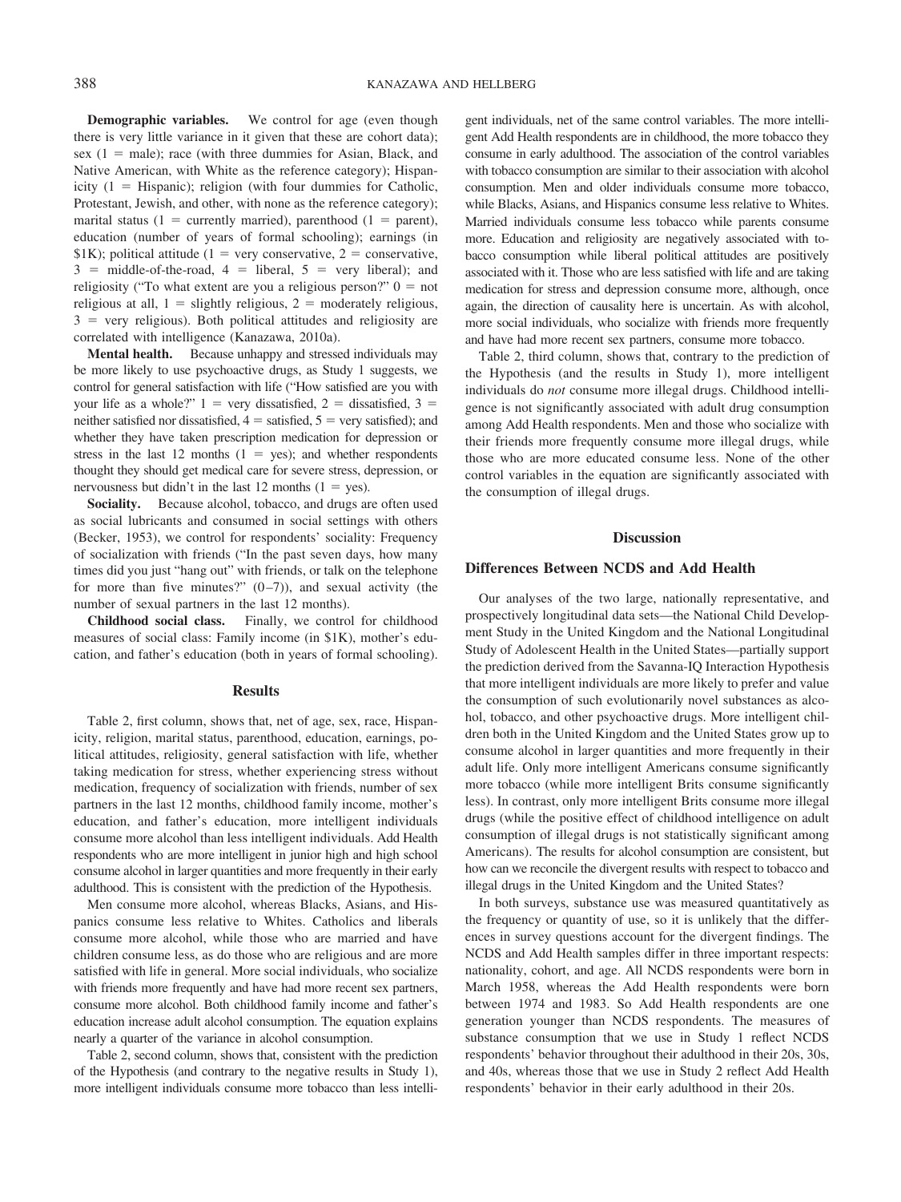**Demographic variables.** We control for age (even though there is very little variance in it given that these are cohort data); sex (1 = male); race (with three dummies for Asian, Black, and Native American, with White as the reference category); Hispanicity (1 = Hispanic); religion (with four dummies for Catholic, Protestant, Jewish, and other, with none as the reference category); marital status (1 = currently married), parenthood (1 = parent), education (number of years of formal schooling); earnings (in $1K); political attitude (1 = very conservative, 2 = conservative, 3 = middle-of-the-road, 4 = liberal, 5 = very liberal); and religiosity ("To what extent are you a religious person?" 0 = not religious at all, 1 = slightly religious, 2 = moderately religious, 3 = very religious). Both political attitudes and religiosity are correlated with intelligence (Kanazawa, 2010a).

**Mental health.** Because unhappy and stressed individuals may be more likely to use psychoactive drugs, as Study 1 suggests, we control for general satisfaction with life ("How satisfied are you with your life as a whole?" 1 = very dissatisfied, 2 = dissatisfied, 3 = neither satisfied nor dissatisfied, 4 = satisfied, 5 = very satisfied); and whether they have taken prescription medication for depression or stress in the last 12 months (1 = yes); and whether respondents thought they should get medical care for severe stress, depression, or nervousness but didn't in the last 12 months (1 = yes).

**Sociality.** Because alcohol, tobacco, and drugs are often used as social lubricants and consumed in social settings with others (Becker, 1953), we control for respondents' sociality: Frequency of socialization with friends ("In the past seven days, how many times did you just "hang out" with friends, or talk on the telephone for more than five minutes?" (0–7)), and sexual activity (the number of sexual partners in the last 12 months).

**Childhood social class.** Finally, we control for childhood measures of social class: Family income (in $1K), mother's education, and father's education (both in years of formal schooling).

## Results

Table 2, first column, shows that, net of age, sex, race, Hispanicity, religion, marital status, parenthood, education, earnings, political attitudes, religiosity, general satisfaction with life, whether taking medication for stress, whether experiencing stress without medication, frequency of socialization with friends, number of sex partners in the last 12 months, childhood family income, mother's education, and father's education, more intelligent individuals consume more alcohol than less intelligent individuals. Add Health respondents who are more intelligent in junior high and high school consume alcohol in larger quantities and more frequently in their early adulthood. This is consistent with the prediction of the Hypothesis.

Men consume more alcohol, whereas Blacks, Asians, and Hispanics consume less relative to Whites. Catholics and liberals consume more alcohol, while those who are married and have children consume less, as do those who are religious and are more satisfied with life in general. More social individuals, who socialize with friends more frequently and have had more recent sex partners, consume more alcohol. Both childhood family income and father's education increase adult alcohol consumption. The equation explains nearly a quarter of the variance in alcohol consumption.

Table 2, second column, shows that, consistent with the prediction of the Hypothesis (and contrary to the negative results in Study 1), more intelligent individuals consume more tobacco than less intelligent individuals, net of the same control variables. The more intelligent Add Health respondents are in childhood, the more tobacco they consume in early adulthood. The association of the control variables with tobacco consumption are similar to their association with alcohol consumption. Men and older individuals consume more tobacco, while Blacks, Asians, and Hispanics consume less relative to Whites. Married individuals consume less tobacco while parents consume more. Education and religiosity are negatively associated with tobacco consumption while liberal political attitudes are positively associated with it. Those who are less satisfied with life and are taking medication for stress and depression consume more, although, once again, the direction of causality here is uncertain. As with alcohol, more social individuals, who socialize with friends more frequently and have had more recent sex partners, consume more tobacco.

Table 2, third column, shows that, contrary to the prediction of the Hypothesis (and the results in Study 1), more intelligent individuals do *not* consume more illegal drugs. Childhood intelligence is not significantly associated with adult drug consumption among Add Health respondents. Men and those who socialize with their friends more frequently consume more illegal drugs, while those who are more educated consume less. None of the other control variables in the equation are significantly associated with the consumption of illegal drugs.

## Discussion

### Differences Between NCDS and Add Health

Our analyses of the two large, nationally representative, and prospectively longitudinal data sets—the National Child Development Study in the United Kingdom and the National Longitudinal Study of Adolescent Health in the United States—partially support the prediction derived from the Savanna-IQ Interaction Hypothesis that more intelligent individuals are more likely to prefer and value the consumption of such evolutionarily novel substances as alcohol, tobacco, and other psychoactive drugs. More intelligent children both in the United Kingdom and the United States grow up to consume alcohol in larger quantities and more frequently in their adult life. Only more intelligent Americans consume significantly more tobacco (while more intelligent Brits consume significantly less). In contrast, only more intelligent Brits consume more illegal drugs (while the positive effect of childhood intelligence on adult consumption of illegal drugs is not statistically significant among Americans). The results for alcohol consumption are consistent, but how can we reconcile the divergent results with respect to tobacco and illegal drugs in the United Kingdom and the United States?

In both surveys, substance use was measured quantitatively as the frequency or quantity of use, so it is unlikely that the differences in survey questions account for the divergent findings. The NCDS and Add Health samples differ in three important respects: nationality, cohort, and age. All NCDS respondents were born in March 1958, whereas the Add Health respondents were born between 1974 and 1983. So Add Health respondents are one generation younger than NCDS respondents. The measures of substance consumption that we use in Study 1 reflect NCDS respondents' behavior throughout their adulthood in their 20s, 30s, and 40s, whereas those that we use in Study 2 reflect Add Health respondents' behavior in their early adulthood in their 20s.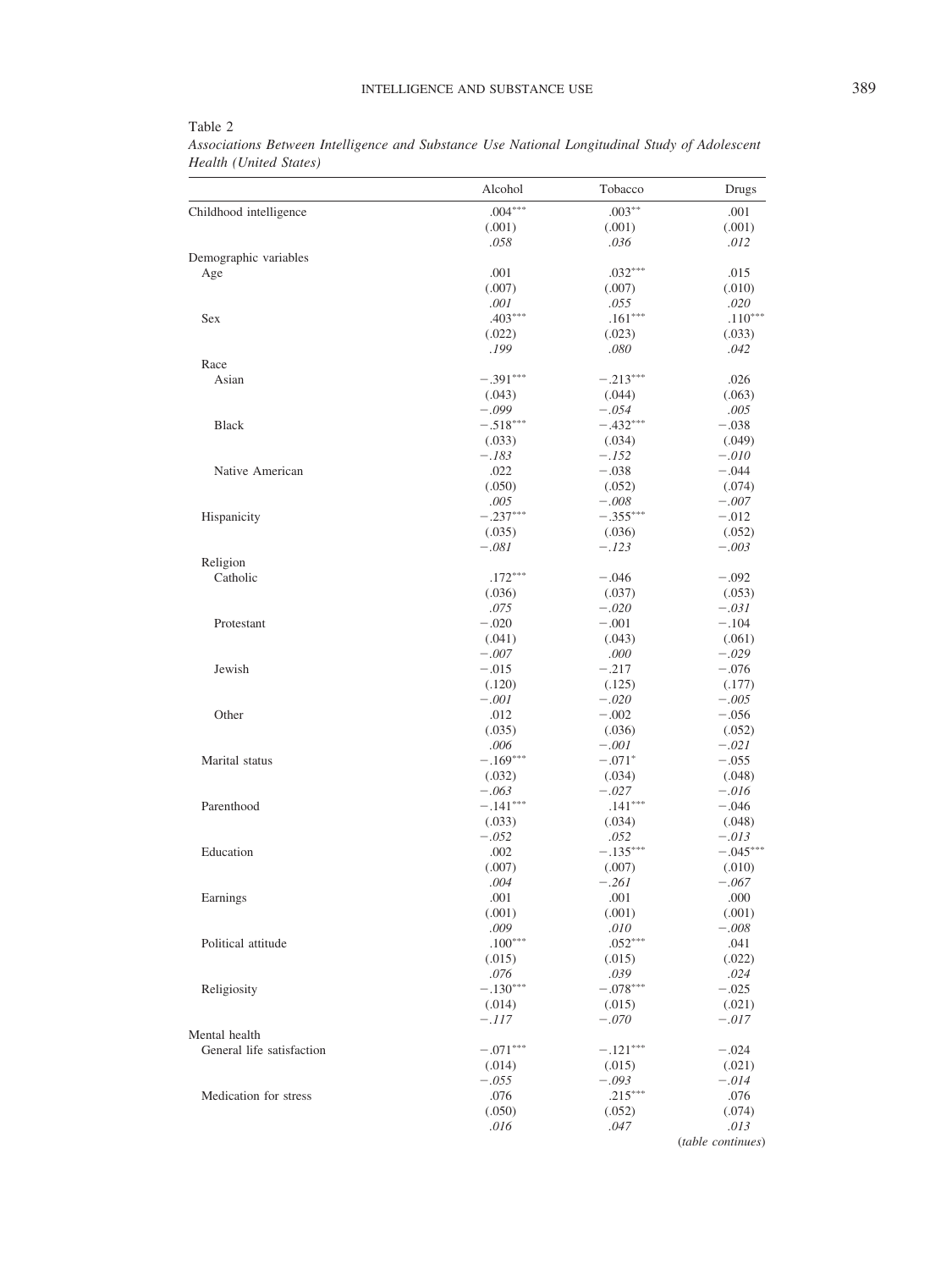Table 2

*Associations Between Intelligence and Substance Use National Longitudinal Study of Adolescent Health (United States)*

| | Alcohol | Tobacco | Drugs |
|---|---|---|---|
| Childhood intelligence | .004*** | .003** | .001 |
| | (.001) | (.001) | (.001) |
| | *.058* | *.036* | *.012* |
| Demographic variables | | | |
| Age | .001 | .032*** | .015 |
| | (.007) | (.007) | (.010) |
| | *.001* | *.055* | *.020* |
| Sex | .403*** | .161*** | .110*** |
| | (.022) | (.023) | (.033) |
| | *.199* | *.080* | *.042* |
| Race | | | |
| Asian | −.391*** | −.213*** | .026 |
| | (.043) | (.044) | (.063) |
| | *−.099* | *−.054* | *.005* |
| Black | −.518*** | −.432*** | −.038 |
| | (.033) | (.034) | (.049) |
| | *−.183* | *−.152* | *−.010* |
| Native American | .022 | −.038 | −.044 |
| | (.050) | (.052) | (.074) |
| | *.005* | *−.008* | *−.007* |
| Hispanicity | −.237*** | −.355*** | −.012 |
| | (.035) | (.036) | (.052) |
| | *−.081* | *−.123* | *−.003* |
| Religion | | | |
| Catholic | .172*** | −.046 | −.092 |
| | (.036) | (.037) | (.053) |
| | *.075* | *−.020* | *−.031* |
| Protestant | −.020 | −.001 | −.104 |
| | (.041) | (.043) | (.061) |
| | *−.007* | *.000* | *−.029* |
| Jewish | −.015 | −.217 | −.076 |
| | (.120) | (.125) | (.177) |
| | *−.001* | *−.020* | *−.005* |
| Other | .012 | −.002 | −.056 |
| | (.035) | (.036) | (.052) |
| | *.006* | *−.001* | *−.021* |
| Marital status | −.169*** | −.071* | −.055 |
| | (.032) | (.034) | (.048) |
| | *−.063* | *−.027* | *−.016* |
| Parenthood | −.141*** | .141*** | −.046 |
| | (.033) | (.034) | (.048) |
| | *−.052* | *.052* | *−.013* |
| Education | .002 | −.135*** | −.045*** |
| | (.007) | (.007) | (.010) |
| | *.004* | *−.261* | *−.067* |
| Earnings | .001 | .001 | .000 |
| | (.001) | (.001) | (.001) |
| | *.009* | *.010* | *−.008* |
| Political attitude | .100*** | .052*** | .041 |
| | (.015) | (.015) | (.022) |
| | *.076* | *.039* | *.024* |
| Religiosity | −.130*** | −.078*** | −.025 |
| | (.014) | (.015) | (.021) |
| | *−.117* | *−.070* | *−.017* |
| Mental health | | | |
| General life satisfaction | −.071*** | −.121*** | −.024 |
| | (.014) | (.015) | (.021) |
| | *−.055* | *−.093* | *−.014* |
| Medication for stress | .076 | .215*** | .076 |
| | (.050) | (.052) | (.074) |
| | *.016* | *.047* | *.013* |

(*table continues*)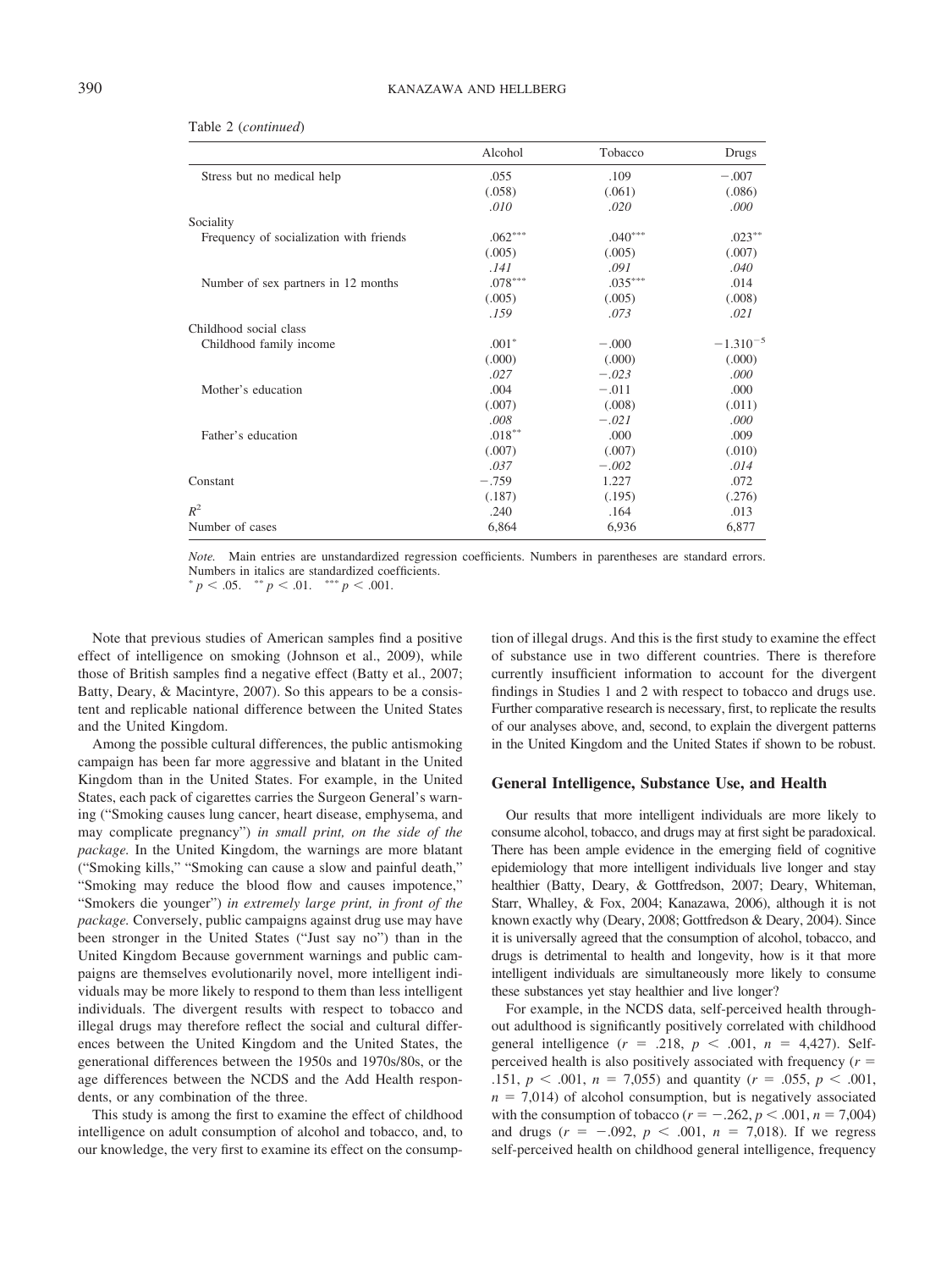Table 2 (*continued*)

| | Alcohol | Tobacco | Drugs |
|---|---|---|---|
| Stress but no medical help | .055 | .109 | −.007 |
| | (.058) | (.061) | (.086) |
| | *.010* | *.020* | *.000* |
| Sociality | | | |
| Frequency of socialization with friends | .062*** | .040*** | .023** |
| | (.005) | (.005) | (.007) |
| | *.141* | *.091* | *.040* |
| Number of sex partners in 12 months | .078*** | .035*** | .014 |
| | (.005) | (.005) | (.008) |
| | *.159* | *.073* | *.021* |
| Childhood social class | | | |
| Childhood family income | .001* | −.000 | $-1.3 10^{-5}$ |
| | (.000) | (.000) | (.000) |
| | *.027* | *−.023* | *.000* |
| Mother's education | .004 | −.011 | .000 |
| | (.007) | (.008) | (.011) |
| | *.008* | *−.021* | *.000* |
| Father's education | .018** | .000 | .009 |
| | (.007) | (.007) | (.010) |
| | *.037* | *−.002* | *.014* |
| Constant | −.759 | 1.227 | .072 |
| | (.187) | (.195) | (.276) |
| $R^2$ | .240 | .164 | .013 |
| Number of cases | 6,864 | 6,936 | 6,877 |

*Note.* Main entries are unstandardized regression coefficients. Numbers in parentheses are standard errors. Numbers in italics are standardized coefficients.
* $p < .05$. ** $p < .01$. *** $p < .001$.

Note that previous studies of American samples find a positive effect of intelligence on smoking (Johnson et al., 2009), while those of British samples find a negative effect (Batty et al., 2007; Batty, Deary, & Macintyre, 2007). So this appears to be a consistent and replicable national difference between the United States and the United Kingdom.

Among the possible cultural differences, the public antismoking campaign has been far more aggressive and blatant in the United Kingdom than in the United States. For example, in the United States, each pack of cigarettes carries the Surgeon General's warning ("Smoking causes lung cancer, heart disease, emphysema, and may complicate pregnancy") *in small print, on the side of the package.* In the United Kingdom, the warnings are more blatant ("Smoking kills," "Smoking can cause a slow and painful death," "Smoking may reduce the blood flow and causes impotence," "Smokers die younger") *in extremely large print, in front of the package.* Conversely, public campaigns against drug use may have been stronger in the United States ("Just say no") than in the United Kingdom Because government warnings and public campaigns are themselves evolutionarily novel, more intelligent individuals may be more likely to respond to them than less intelligent individuals. The divergent results with respect to tobacco and illegal drugs may therefore reflect the social and cultural differences between the United Kingdom and the United States, the generational differences between the 1950s and 1970s/80s, or the age differences between the NCDS and the Add Health respondents, or any combination of the three.

This study is among the first to examine the effect of childhood intelligence on adult consumption of alcohol and tobacco, and, to our knowledge, the very first to examine its effect on the consumption of illegal drugs. And this is the first study to examine the effect of substance use in two different countries. There is therefore currently insufficient information to account for the divergent findings in Studies 1 and 2 with respect to tobacco and drugs use. Further comparative research is necessary, first, to replicate the results of our analyses above, and, second, to explain the divergent patterns in the United Kingdom and the United States if shown to be robust.

## General Intelligence, Substance Use, and Health

Our results that more intelligent individuals are more likely to consume alcohol, tobacco, and drugs may at first sight be paradoxical. There has been ample evidence in the emerging field of cognitive epidemiology that more intelligent individuals live longer and stay healthier (Batty, Deary, & Gottfredson, 2007; Deary, Whiteman, Starr, Whalley, & Fox, 2004; Kanazawa, 2006), although it is not known exactly why (Deary, 2008; Gottfredson & Deary, 2004). Since it is universally agreed that the consumption of alcohol, tobacco, and drugs is detrimental to health and longevity, how is it that more intelligent individuals are simultaneously more likely to consume these substances yet stay healthier and live longer?

For example, in the NCDS data, self-perceived health throughout adulthood is significantly positively correlated with childhood general intelligence ($r = .218$, $p < .001$, $n = 4{,}427$). Self-perceived health is also positively associated with frequency ($r = .151$, $p < .001$, $n = 7{,}055$) and quantity ($r = .055$, $p < .001$, $n = 7{,}014$) of alcohol consumption, but is negatively associated with the consumption of tobacco ($r = -.262$, $p < .001$, $n = 7{,}004$) and drugs ($r = -.092$, $p < .001$, $n = 7{,}018$). If we regress self-perceived health on childhood general intelligence, frequency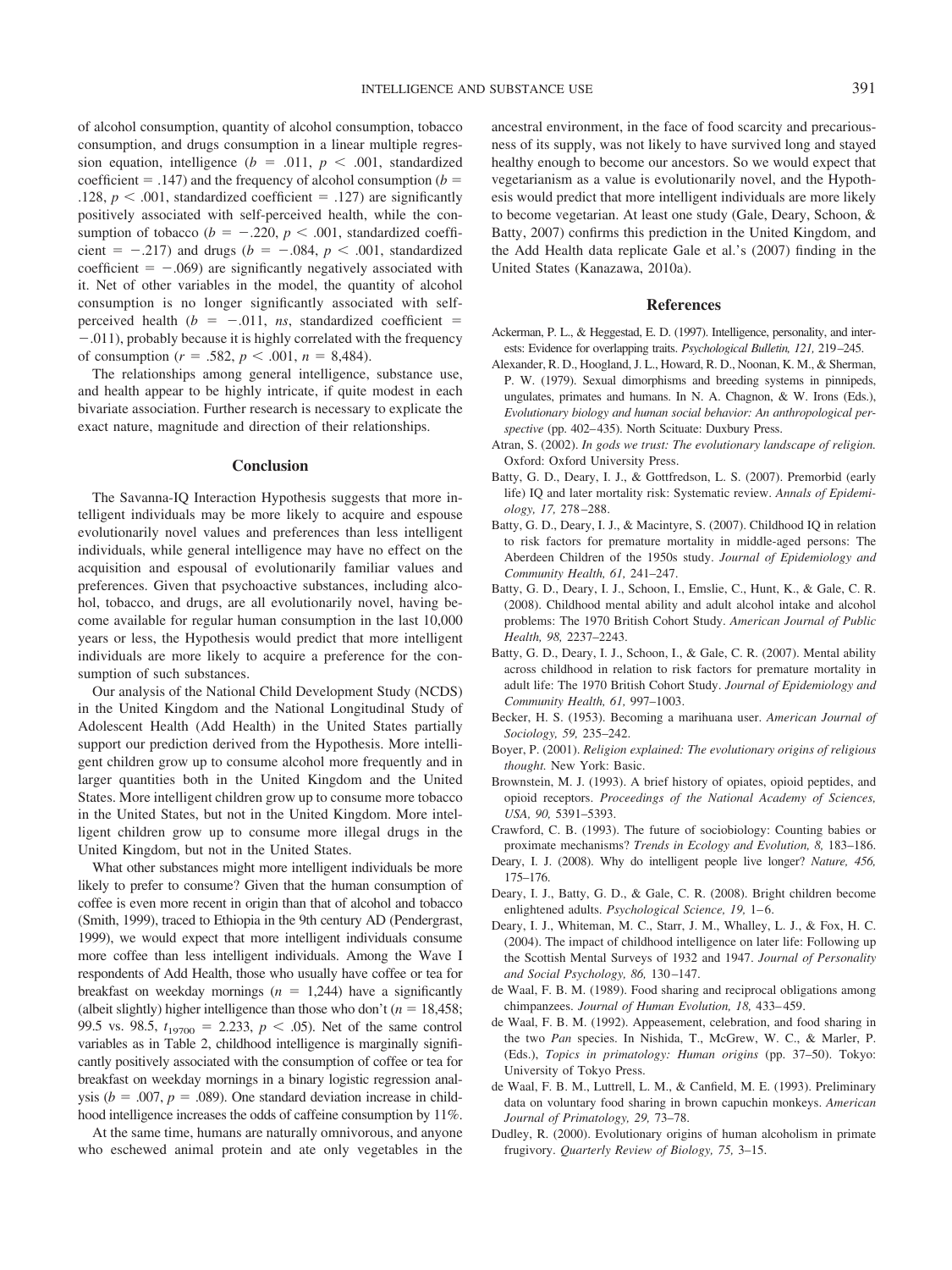of alcohol consumption, quantity of alcohol consumption, tobacco consumption, and drugs consumption in a linear multiple regression equation, intelligence ($b$ = .011, $p < .001$, standardized coefficient = .147) and the frequency of alcohol consumption ($b$ = .128, $p < .001$, standardized coefficient = .127) are significantly positively associated with self-perceived health, while the consumption of tobacco ($b = -.220$, $p < .001$, standardized coefficient = −.217) and drugs ($b = -.084$, $p < .001$, standardized coefficient = −.069) are significantly negatively associated with it. Net of other variables in the model, the quantity of alcohol consumption is no longer significantly associated with self-perceived health ($b = -.011$, *ns*, standardized coefficient = −.011), probably because it is highly correlated with the frequency of consumption ($r$ = .582, $p < .001$, $n$ = 8,484).

The relationships among general intelligence, substance use, and health appear to be highly intricate, if quite modest in each bivariate association. Further research is necessary to explicate the exact nature, magnitude and direction of their relationships.

## Conclusion

The Savanna-IQ Interaction Hypothesis suggests that more intelligent individuals may be more likely to acquire and espouse evolutionarily novel values and preferences than less intelligent individuals, while general intelligence may have no effect on the acquisition and espousal of evolutionarily familiar values and preferences. Given that psychoactive substances, including alcohol, tobacco, and drugs, are all evolutionarily novel, having become available for regular human consumption in the last 10,000 years or less, the Hypothesis would predict that more intelligent individuals are more likely to acquire a preference for the consumption of such substances.

Our analysis of the National Child Development Study (NCDS) in the United Kingdom and the National Longitudinal Study of Adolescent Health (Add Health) in the United States partially support our prediction derived from the Hypothesis. More intelligent children grow up to consume alcohol more frequently and in larger quantities both in the United Kingdom and the United States. More intelligent children grow up to consume more tobacco in the United States, but not in the United Kingdom. More intelligent children grow up to consume more illegal drugs in the United Kingdom, but not in the United States.

What other substances might more intelligent individuals be more likely to prefer to consume? Given that the human consumption of coffee is even more recent in origin than that of alcohol and tobacco (Smith, 1999), traced to Ethiopia in the 9th century AD (Pendergrast, 1999), we would expect that more intelligent individuals consume more coffee than less intelligent individuals. Among the Wave I respondents of Add Health, those who usually have coffee or tea for breakfast on weekday mornings ($n$ = 1,244) have a significantly (albeit slightly) higher intelligence than those who don't ($n$ = 18,458; 99.5 vs. 98.5, $t_{19700}$ = 2.233, $p < .05$). Net of the same control variables as in Table 2, childhood intelligence is marginally significantly positively associated with the consumption of coffee or tea for breakfast on weekday mornings in a binary logistic regression analysis ($b$ = .007, $p$ = .089). One standard deviation increase in childhood intelligence increases the odds of caffeine consumption by 11%.

At the same time, humans are naturally omnivorous, and anyone who eschewed animal protein and ate only vegetables in the ancestral environment, in the face of food scarcity and precariousness of its supply, was not likely to have survived long and stayed healthy enough to become our ancestors. So we would expect that vegetarianism as a value is evolutionarily novel, and the Hypothesis would predict that more intelligent individuals are more likely to become vegetarian. At least one study (Gale, Deary, Schoon, & Batty, 2007) confirms this prediction in the United Kingdom, and the Add Health data replicate Gale et al.'s (2007) finding in the United States (Kanazawa, 2010a).

## References

Ackerman, P. L., & Heggestad, E. D. (1997). Intelligence, personality, and interests: Evidence for overlapping traits. *Psychological Bulletin, 121,* 219–245.

Alexander, R. D., Hoogland, J. L., Howard, R. D., Noonan, K. M., & Sherman, P. W. (1979). Sexual dimorphisms and breeding systems in pinnipeds, ungulates, primates and humans. In N. A. Chagnon, & W. Irons (Eds.), *Evolutionary biology and human social behavior: An anthropological perspective* (pp. 402–435). North Scituate: Duxbury Press.

Atran, S. (2002). *In gods we trust: The evolutionary landscape of religion.* Oxford: Oxford University Press.

Batty, G. D., Deary, I. J., & Gottfredson, L. S. (2007). Premorbid (early life) IQ and later mortality risk: Systematic review. *Annals of Epidemiology, 17,* 278–288.

Batty, G. D., Deary, I. J., & Macintyre, S. (2007). Childhood IQ in relation to risk factors for premature mortality in middle-aged persons: The Aberdeen Children of the 1950s study. *Journal of Epidemiology and Community Health, 61,* 241–247.

Batty, G. D., Deary, I. J., Schoon, I., Emslie, C., Hunt, K., & Gale, C. R. (2008). Childhood mental ability and adult alcohol intake and alcohol problems: The 1970 British Cohort Study. *American Journal of Public Health, 98,* 2237–2243.

Batty, G. D., Deary, I. J., Schoon, I., & Gale, C. R. (2007). Mental ability across childhood in relation to risk factors for premature mortality in adult life: The 1970 British Cohort Study. *Journal of Epidemiology and Community Health, 61,* 997–1003.

Becker, H. S. (1953). Becoming a marihuana user. *American Journal of Sociology, 59,* 235–242.

Boyer, P. (2001). *Religion explained: The evolutionary origins of religious thought.* New York: Basic.

Brownstein, M. J. (1993). A brief history of opiates, opioid peptides, and opioid receptors. *Proceedings of the National Academy of Sciences, USA, 90,* 5391–5393.

Crawford, C. B. (1993). The future of sociobiology: Counting babies or proximate mechanisms? *Trends in Ecology and Evolution, 8,* 183–186.

Deary, I. J. (2008). Why do intelligent people live longer? *Nature, 456,* 175–176.

Deary, I. J., Batty, G. D., & Gale, C. R. (2008). Bright children become enlightened adults. *Psychological Science, 19,* 1–6.

Deary, I. J., Whiteman, M. C., Starr, J. M., Whalley, L. J., & Fox, H. C. (2004). The impact of childhood intelligence on later life: Following up the Scottish Mental Surveys of 1932 and 1947. *Journal of Personality and Social Psychology, 86,* 130–147.

de Waal, F. B. M. (1989). Food sharing and reciprocal obligations among chimpanzees. *Journal of Human Evolution, 18,* 433–459.

de Waal, F. B. M. (1992). Appeasement, celebration, and food sharing in the two *Pan* species. In Nishida, T., McGrew, W. C., & Marler, P. (Eds.), *Topics in primatology: Human origins* (pp. 37–50). Tokyo: University of Tokyo Press.

de Waal, F. B. M., Luttrell, L. M., & Canfield, M. E. (1993). Preliminary data on voluntary food sharing in brown capuchin monkeys. *American Journal of Primatology, 29,* 73–78.

Dudley, R. (2000). Evolutionary origins of human alcoholism in primate frugivory. *Quarterly Review of Biology, 75,* 3–15.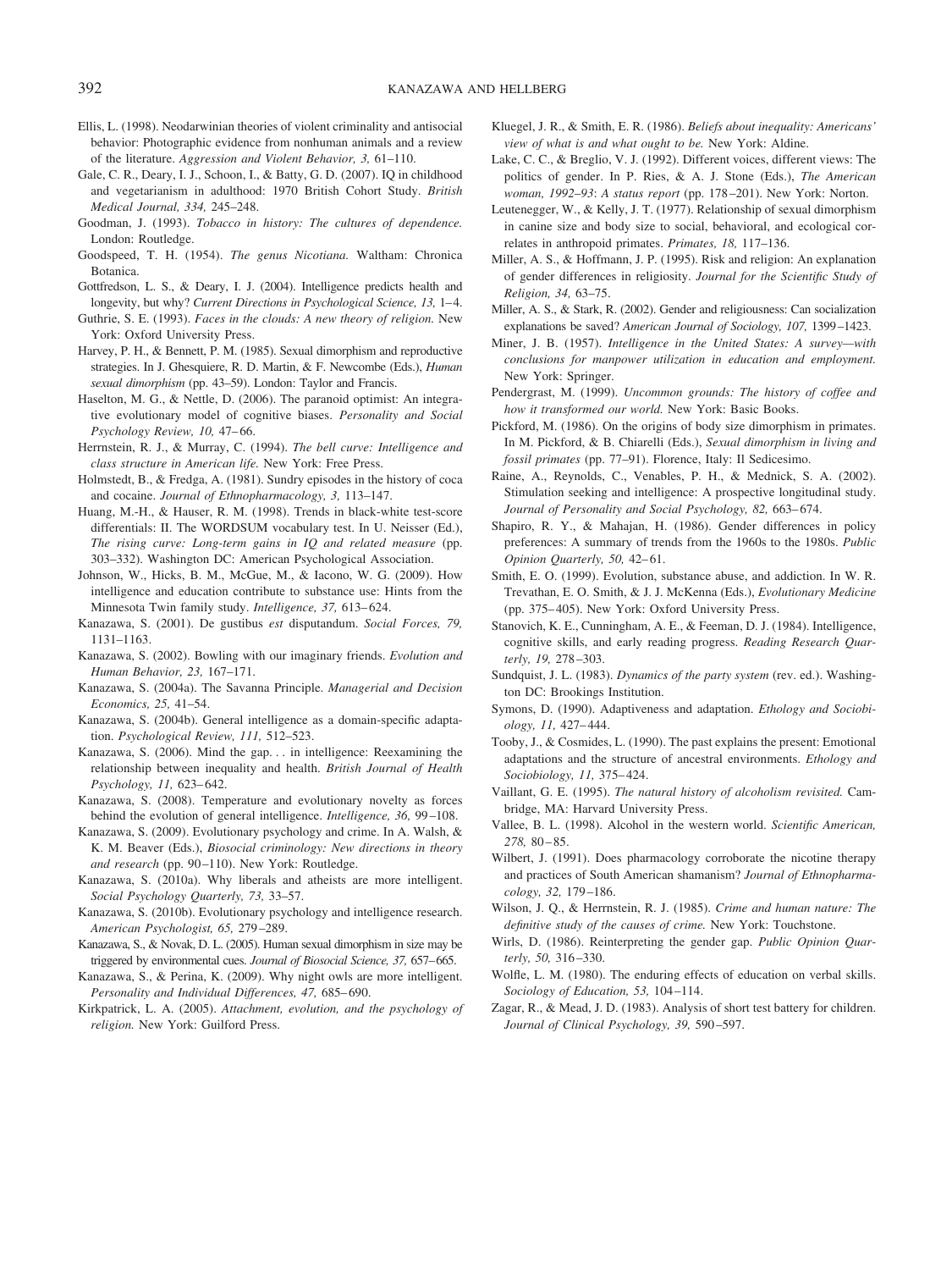Ellis, L. (1998). Neodarwinian theories of violent criminality and antisocial behavior: Photographic evidence from nonhuman animals and a review of the literature. *Aggression and Violent Behavior, 3,* 61–110.

Gale, C. R., Deary, I. J., Schoon, I., & Batty, G. D. (2007). IQ in childhood and vegetarianism in adulthood: 1970 British Cohort Study. *British Medical Journal, 334,* 245–248.

Goodman, J. (1993). *Tobacco in history: The cultures of dependence.* London: Routledge.

Goodspeed, T. H. (1954). *The genus Nicotiana.* Waltham: Chronica Botanica.

Gottfredson, L. S., & Deary, I. J. (2004). Intelligence predicts health and longevity, but why? *Current Directions in Psychological Science, 13,* 1–4.

Guthrie, S. E. (1993). *Faces in the clouds: A new theory of religion.* New York: Oxford University Press.

Harvey, P. H., & Bennett, P. M. (1985). Sexual dimorphism and reproductive strategies. In J. Ghesquiere, R. D. Martin, & F. Newcombe (Eds.), *Human sexual dimorphism* (pp. 43–59). London: Taylor and Francis.

Haselton, M. G., & Nettle, D. (2006). The paranoid optimist: An integrative evolutionary model of cognitive biases. *Personality and Social Psychology Review, 10,* 47–66.

Herrnstein, R. J., & Murray, C. (1994). *The bell curve: Intelligence and class structure in American life.* New York: Free Press.

Holmstedt, B., & Fredga, A. (1981). Sundry episodes in the history of coca and cocaine. *Journal of Ethnopharmacology, 3,* 113–147.

Huang, M.-H., & Hauser, R. M. (1998). Trends in black-white test-score differentials: II. The WORDSUM vocabulary test. In U. Neisser (Ed.), *The rising curve: Long-term gains in IQ and related measure* (pp. 303–332). Washington DC: American Psychological Association.

Johnson, W., Hicks, B. M., McGue, M., & Iacono, W. G. (2009). How intelligence and education contribute to substance use: Hints from the Minnesota Twin family study. *Intelligence, 37,* 613–624.

Kanazawa, S. (2001). De gustibus *est* disputandum. *Social Forces, 79,* 1131–1163.

Kanazawa, S. (2002). Bowling with our imaginary friends. *Evolution and Human Behavior, 23,* 167–171.

Kanazawa, S. (2004a). The Savanna Principle. *Managerial and Decision Economics, 25,* 41–54.

Kanazawa, S. (2004b). General intelligence as a domain-specific adaptation. *Psychological Review, 111,* 512–523.

Kanazawa, S. (2006). Mind the gap. . . in intelligence: Reexamining the relationship between inequality and health. *British Journal of Health Psychology, 11,* 623–642.

Kanazawa, S. (2008). Temperature and evolutionary novelty as forces behind the evolution of general intelligence. *Intelligence, 36,* 99–108.

Kanazawa, S. (2009). Evolutionary psychology and crime. In A. Walsh, & K. M. Beaver (Eds.), *Biosocial criminology: New directions in theory and research* (pp. 90–110). New York: Routledge.

Kanazawa, S. (2010a). Why liberals and atheists are more intelligent. *Social Psychology Quarterly, 73,* 33–57.

Kanazawa, S. (2010b). Evolutionary psychology and intelligence research. *American Psychologist, 65,* 279–289.

Kanazawa, S., & Novak, D. L. (2005). Human sexual dimorphism in size may be triggered by environmental cues. *Journal of Biosocial Science, 37,* 657–665.

Kanazawa, S., & Perina, K. (2009). Why night owls are more intelligent. *Personality and Individual Differences, 47,* 685–690.

Kirkpatrick, L. A. (2005). *Attachment, evolution, and the psychology of religion.* New York: Guilford Press.

Kluegel, J. R., & Smith, E. R. (1986). *Beliefs about inequality: Americans' view of what is and what ought to be.* New York: Aldine.

Lake, C. C., & Breglio, V. J. (1992). Different voices, different views: The politics of gender. In P. Ries, & A. J. Stone (Eds.), *The American woman, 1992–93: A status report* (pp. 178–201). New York: Norton.

Leutenegger, W., & Kelly, J. T. (1977). Relationship of sexual dimorphism in canine size and body size to social, behavioral, and ecological correlates in anthropoid primates. *Primates, 18,* 117–136.

Miller, A. S., & Hoffmann, J. P. (1995). Risk and religion: An explanation of gender differences in religiosity. *Journal for the Scientific Study of Religion, 34,* 63–75.

Miller, A. S., & Stark, R. (2002). Gender and religiousness: Can socialization explanations be saved? *American Journal of Sociology, 107,* 1399–1423.

Miner, J. B. (1957). *Intelligence in the United States: A survey—with conclusions for manpower utilization in education and employment.* New York: Springer.

Pendergrast, M. (1999). *Uncommon grounds: The history of coffee and how it transformed our world.* New York: Basic Books.

Pickford, M. (1986). On the origins of body size dimorphism in primates. In M. Pickford, & B. Chiarelli (Eds.), *Sexual dimorphism in living and fossil primates* (pp. 77–91). Florence, Italy: Il Sedicesimo.

Raine, A., Reynolds, C., Venables, P. H., & Mednick, S. A. (2002). Stimulation seeking and intelligence: A prospective longitudinal study. *Journal of Personality and Social Psychology, 82,* 663–674.

Shapiro, R. Y., & Mahajan, H. (1986). Gender differences in policy preferences: A summary of trends from the 1960s to the 1980s. *Public Opinion Quarterly, 50,* 42–61.

Smith, E. O. (1999). Evolution, substance abuse, and addiction. In W. R. Trevathan, E. O. Smith, & J. J. McKenna (Eds.), *Evolutionary Medicine* (pp. 375–405). New York: Oxford University Press.

Stanovich, K. E., Cunningham, A. E., & Feeman, D. J. (1984). Intelligence, cognitive skills, and early reading progress. *Reading Research Quarterly, 19,* 278–303.

Sundquist, J. L. (1983). *Dynamics of the party system* (rev. ed.). Washington DC: Brookings Institution.

Symons, D. (1990). Adaptiveness and adaptation. *Ethology and Sociobiology, 11,* 427–444.

Tooby, J., & Cosmides, L. (1990). The past explains the present: Emotional adaptations and the structure of ancestral environments. *Ethology and Sociobiology, 11,* 375–424.

Vaillant, G. E. (1995). *The natural history of alcoholism revisited.* Cambridge, MA: Harvard University Press.

Vallee, B. L. (1998). Alcohol in the western world. *Scientific American, 278,* 80–85.

Wilbert, J. (1991). Does pharmacology corroborate the nicotine therapy and practices of South American shamanism? *Journal of Ethnopharmacology, 32,* 179–186.

Wilson, J. Q., & Herrnstein, R. J. (1985). *Crime and human nature: The definitive study of the causes of crime.* New York: Touchstone.

Wirls, D. (1986). Reinterpreting the gender gap. *Public Opinion Quarterly, 50,* 316–330.

Wolfle, L. M. (1980). The enduring effects of education on verbal skills. *Sociology of Education, 53,* 104–114.

Zagar, R., & Mead, J. D. (1983). Analysis of short test battery for children. *Journal of Clinical Psychology, 39,* 590–597.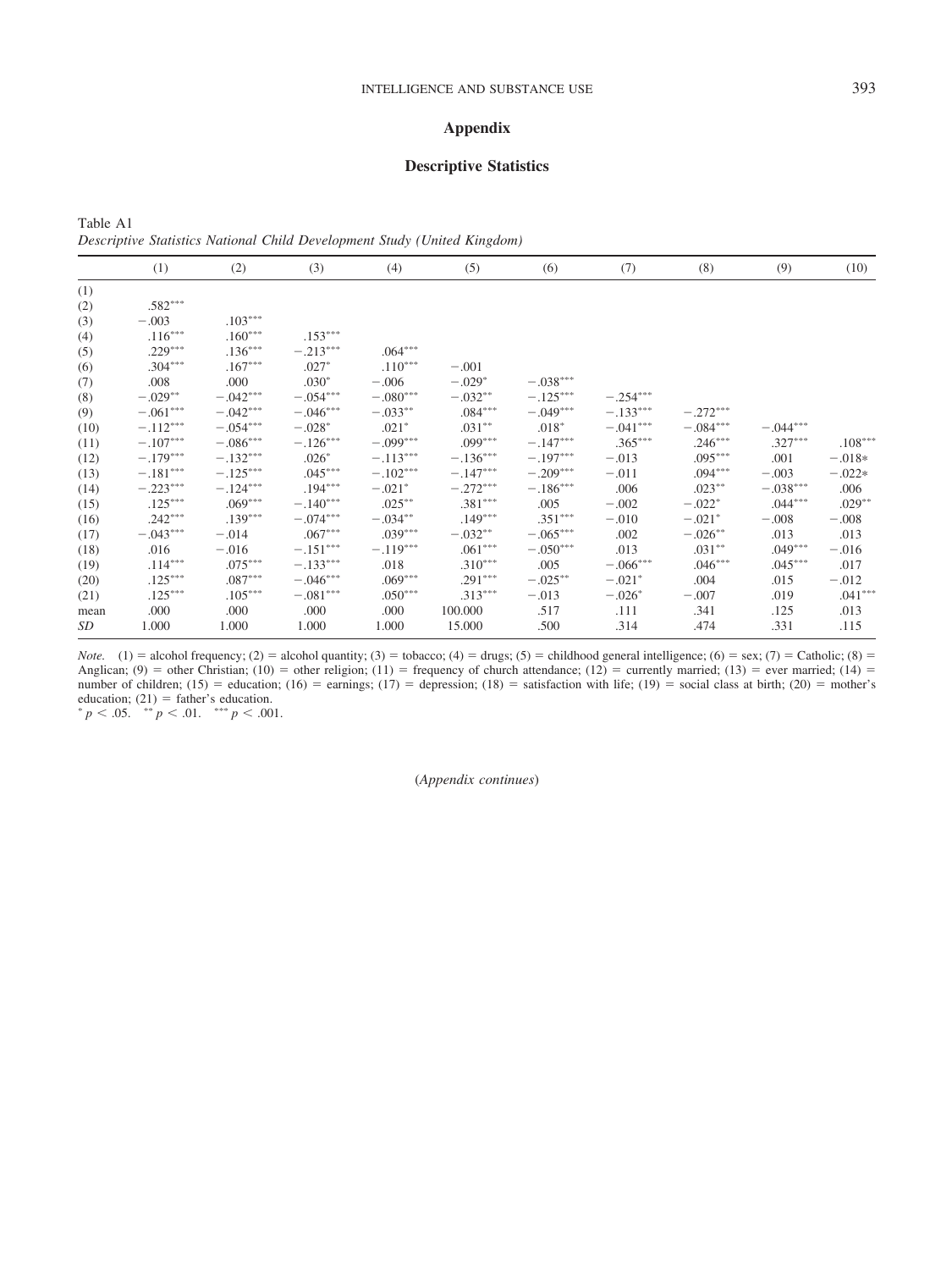## Appendix

### Descriptive Statistics

Table A1
*Descriptive Statistics National Child Development Study (United Kingdom)*

| | (1) | (2) | (3) | (4) | (5) | (6) | (7) | (8) | (9) | (10) |
|---|---|---|---|---|---|---|---|---|---|---|
| (1) | | | | | | | | | | |
| (2) | .582*** | | | | | | | | | |
| (3) | −.003 | .103*** | | | | | | | | |
| (4) | .116*** | .160*** | .153*** | | | | | | | |
| (5) | .229*** | .136*** | −.213*** | .064*** | | | | | | |
| (6) | .304*** | .167*** | .027* | .110*** | −.001 | | | | | |
| (7) | .008 | .000 | .030* | −.006 | −.029* | −.038*** | | | | |
| (8) | −.029** | −.042*** | −.054*** | −.080*** | −.032** | −.125*** | −.254*** | | | |
| (9) | −.061*** | −.042*** | −.046*** | −.033** | .084*** | −.049*** | −.133*** | −.272*** | | |
| (10) | −.112*** | −.054*** | −.028* | .021* | .031** | .018* | −.041*** | −.084*** | −.044*** | |
| (11) | −.107*** | −.086*** | −.126*** | −.099*** | .099*** | −.147*** | .365*** | .246*** | .327*** | .108*** |
| (12) | −.179*** | −.132*** | .026* | −.113*** | −.136*** | −.197*** | −.013 | .095*** | .001 | −.018* |
| (13) | −.181*** | −.125*** | .045*** | −.102*** | −.147*** | −.209*** | −.011 | .094*** | −.003 | −.022* |
| (14) | −.223*** | −.124*** | .194*** | −.021* | −.272*** | −.186*** | .006 | .023** | −.038*** | .006 |
| (15) | .125*** | .069*** | −.140*** | .025** | .381*** | .005 | −.002 | −.022* | .044*** | .029** |
| (16) | .242*** | .139*** | −.074*** | −.034** | .149*** | .351*** | −.010 | −.021* | −.008 | −.008 |
| (17) | −.043*** | −.014 | .067*** | .039*** | −.032** | −.065*** | .002 | −.026** | .013 | .013 |
| (18) | .016 | −.016 | −.151*** | −.119*** | .061*** | −.050*** | .013 | .031** | .049*** | −.016 |
| (19) | .114*** | .075*** | −.133*** | .018 | .310*** | .005 | −.066*** | .046*** | .045*** | .017 |
| (20) | .125*** | .087*** | −.046*** | .069*** | .291*** | −.025** | −.021* | .004 | .015 | −.012 |
| (21) | .125*** | .105*** | −.081*** | .050*** | .313*** | −.013 | −.026* | −.007 | .019 | .041*** |
| mean | .000 | .000 | .000 | .000 | 100.000 | .517 | .111 | .341 | .125 | .013 |
| *SD* | 1.000 | 1.000 | 1.000 | 1.000 | 15.000 | .500 | .314 | .474 | .331 | .115 |

*Note.* (1) = alcohol frequency; (2) = alcohol quantity; (3) = tobacco; (4) = drugs; (5) = childhood general intelligence; (6) = sex; (7) = Catholic; (8) = Anglican; (9) = other Christian; (10) = other religion; (11) = frequency of church attendance; (12) = currently married; (13) = ever married; (14) = number of children; (15) = education; (16) = earnings; (17) = depression; (18) = satisfaction with life; (19) = social class at birth; (20) = mother's education; (21) = father's education.
* $p < .05$. ** $p < .01$. *** $p < .001$.

(*Appendix continues*)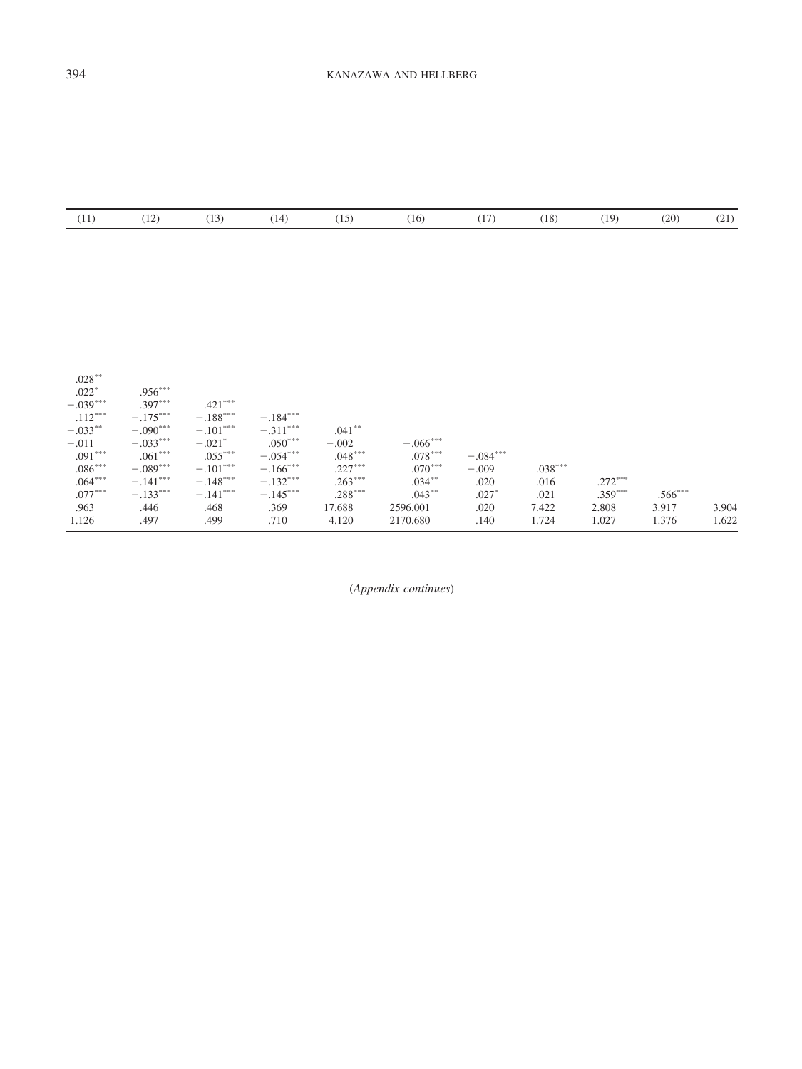| (11) | (12) | (13) | (14) | (15) | (16) | (17) | (18) | (19) | (20) | (21) |
|---|---|---|---|---|---|---|---|---|---|---|
| .028** | | | | | | | | | | |
| .022* | .956*** | | | | | | | | | |
| −.039*** | .397*** | .421*** | | | | | | | | |
| .112*** | −.175*** | −.188*** | −.184*** | | | | | | | |
| −.033** | −.090*** | −.101*** | −.311*** | .041** | | | | | | |
| −.011 | −.033*** | −.021* | .050*** | −.002 | −.066*** | | | | | |
| .091*** | .061*** | .055*** | −.054*** | .048*** | .078*** | −.084*** | | | | |
| .086*** | −.089*** | −.101*** | −.166*** | .227*** | .070*** | −.009 | .038*** | | | |
| .064*** | −.141*** | −.148*** | −.132*** | .263*** | .034** | .020 | .016 | .272*** | | |
| .077*** | −.133*** | −.141*** | −.145*** | .288*** | .043** | .027* | .021 | .359*** | .566*** | |
| .963 | .446 | .468 | .369 | 17.688 | 2596.001 | .020 | 7.422 | 2.808 | 3.917 | 3.904 |
| 1.126 | .497 | .499 | .710 | 4.120 | 2170.680 | .140 | 1.724 | 1.027 | 1.376 | 1.622 |

(*Appendix continues*)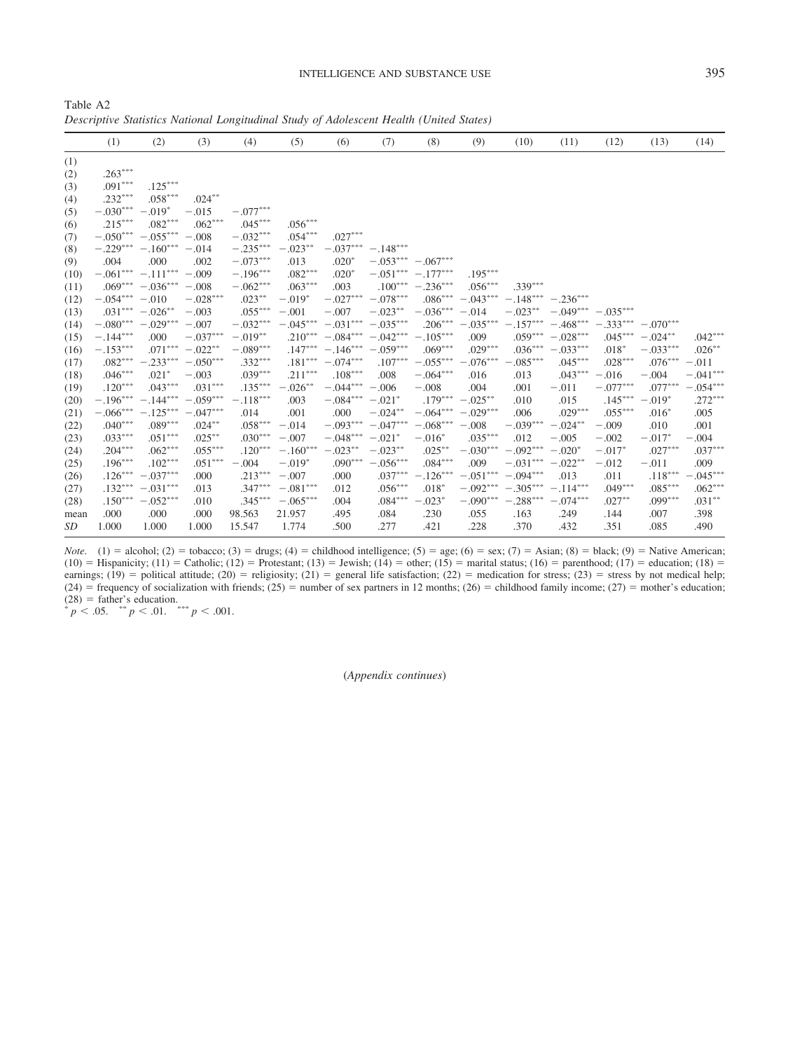Table A2
*Descriptive Statistics National Longitudinal Study of Adolescent Health (United States)*

| | (1) | (2) | (3) | (4) | (5) | (6) | (7) | (8) | (9) | (10) | (11) | (12) | (13) | (14) |
|---|---|---|---|---|---|---|---|---|---|---|---|---|---|---|
| (1) | | | | | | | | | | | | | | |
| (2) | .263*** | | | | | | | | | | | | | |
| (3) | .091*** | .125*** | | | | | | | | | | | | |
| (4) | .232*** | .058*** | .024** | | | | | | | | | | | |
| (5) | −.030*** | −.019* | −.015 | −.077*** | | | | | | | | | | |
| (6) | .215*** | .082*** | .062*** | .045*** | .056*** | | | | | | | | | |
| (7) | −.050*** | −.055*** | −.008 | −.032*** | .054*** | .027*** | | | | | | | | |
| (8) | −.229*** | −.160*** | −.014 | −.235*** | −.023** | −.037*** | −.148*** | | | | | | | |
| (9) | .004 | .000 | .002 | −.073*** | .013 | .020* | −.053*** | −.067*** | | | | | | |
| (10) | −.061*** | −.111*** | −.009 | −.196*** | .082*** | .020* | −.051*** | −.177*** | .195*** | | | | | |
| (11) | .069*** | −.036*** | −.008 | −.062*** | .063*** | .003 | .100*** | −.236*** | .056*** | .339*** | | | | |
| (12) | −.054*** | −.010 | −.028*** | .023** | −.019* | −.027*** | −.078*** | .086*** | −.043*** | −.148*** | −.236*** | | | |
| (13) | .031*** | −.026** | −.003 | .055*** | −.001 | −.007 | −.023** | −.036*** | −.014 | −.023** | −.049*** | −.035*** | | |
| (14) | −.080*** | −.029*** | −.007 | −.032*** | −.045*** | −.031*** | −.035*** | .206*** | −.035*** | −.157*** | −.468*** | −.333*** | −.070*** | |
| (15) | −.144*** | .000 | −.037*** | −.019** | .210*** | −.084*** | −.042*** | −.105*** | .009 | .059*** | −.028*** | .045*** | −.024** | .042*** |
| (16) | −.153*** | .071*** | −.022** | −.089*** | .147*** | −.146*** | −.059*** | .069*** | .029*** | .036*** | −.033*** | .018* | −.033*** | .026** |
| (17) | .082*** | −.233*** | −.050*** | .332*** | .181*** | −.074*** | .107*** | −.055*** | −.076*** | −.085*** | .045*** | .028*** | .076*** | −.011 |
| (18) | .046*** | .021* | −.003 | .039*** | .211*** | .108*** | .008 | −.064*** | .016 | .013 | .043*** | −.016 | −.004 | −.041*** |
| (19) | .120*** | .043*** | .031*** | .135*** | −.026** | −.044*** | −.006 | −.008 | .004 | .001 | −.011 | −.077*** | .077*** | −.054*** |
| (20) | −.196*** | −.144*** | −.059*** | −.118*** | .003 | −.084*** | −.021* | .179*** | −.025** | .010 | .015 | .145*** | −.019* | .272*** |
| (21) | −.066*** | −.125*** | −.047*** | .014 | .001 | .000 | −.024** | −.064*** | −.029*** | .006 | .029*** | .055*** | .016* | .005 |
| (22) | .040*** | .089*** | .024** | .058*** | −.014 | −.093*** | −.047*** | −.068*** | −.008 | −.039*** | −.024** | −.009 | .010 | .001 |
| (23) | .033*** | .051*** | .025** | .030*** | −.007 | −.048*** | −.021* | −.016* | .035*** | .012 | −.005 | −.002 | −.017* | −.004 |
| (24) | .204*** | .062*** | .055*** | .120*** | −.160*** | −.023** | −.023** | .025** | −.030*** | −.092*** | −.020* | −.017* | .027*** | .037*** |
| (25) | .196*** | .102*** | .051*** | −.004 | −.019* | .090*** | −.056*** | .084*** | .009 | −.031*** | −.022** | −.012 | −.011 | .009 |
| (26) | .126*** | −.037*** | .000 | .213*** | −.007 | .000 | .037*** | −.126*** | −.051*** | −.094*** | .013 | .011 | .118*** | −.045*** |
| (27) | .132*** | −.031*** | .013 | .347*** | −.081*** | .012 | .056*** | .018* | −.092*** | −.305*** | −.114*** | .049*** | .085*** | .062*** |
| (28) | .150*** | −.052*** | .010 | .345*** | −.065*** | .004 | .084*** | −.023* | −.090*** | −.288*** | −.074*** | .027** | .099*** | .031** |
| mean | .000 | .000 | .000 | 98.563 | 21.957 | .495 | .084 | .230 | .055 | .163 | .249 | .144 | .007 | .398 |
| *SD* | 1.000 | 1.000 | 1.000 | 15.547 | 1.774 | .500 | .277 | .421 | .228 | .370 | .432 | .351 | .085 | .490 |

*Note.* (1) = alcohol; (2) = tobacco; (3) = drugs; (4) = childhood intelligence; (5) = age; (6) = sex; (7) = Asian; (8) = black; (9) = Native American; (10) = Hispanicity; (11) = Catholic; (12) = Protestant; (13) = Jewish; (14) = other; (15) = marital status; (16) = parenthood; (17) = education; (18) = earnings; (19) = political attitude; (20) = religiosity; (21) = general life satisfaction; (22) = medication for stress; (23) = stress by not medical help; (24) = frequency of socialization with friends; (25) = number of sex partners in 12 months; (26) = childhood family income; (27) = mother's education; (28) = father's education.
* $p < .05$. ** $p < .01$. *** $p < .001$.

(*Appendix continues*)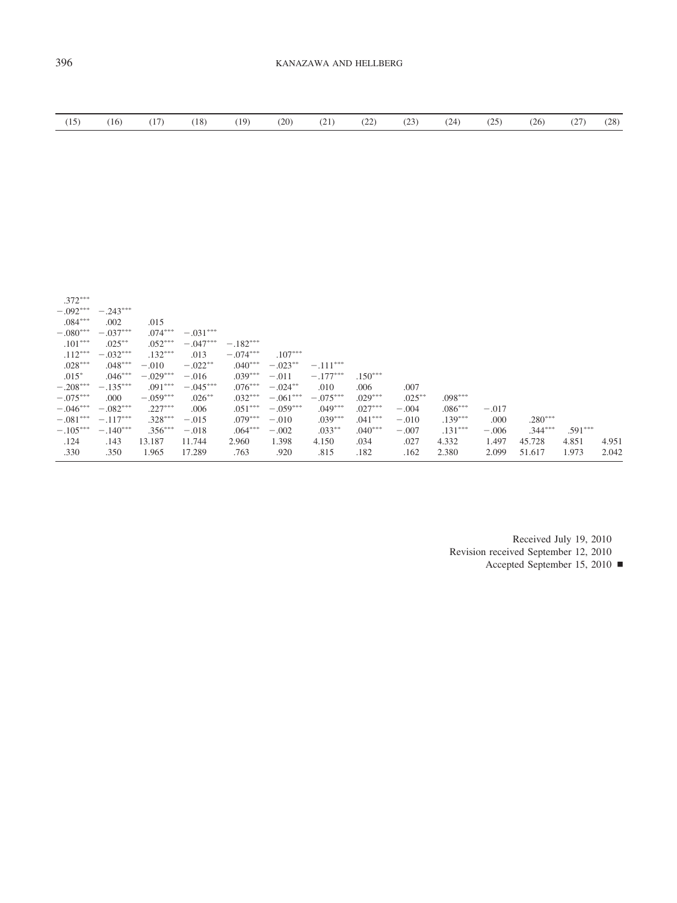| (15) | (16) | (17) | (18) | (19) | (20) | (21) | (22) | (23) | (24) | (25) | (26) | (27) | (28) |
|---|---|---|---|---|---|---|---|---|---|---|---|---|---|
| .372*** | | | | | | | | | | | | | |
| −.092*** | −.243*** | | | | | | | | | | | | |
| .084*** | .002 | .015 | | | | | | | | | | | |
| −.080*** | −.037*** | .074*** | −.031*** | | | | | | | | | | |
| .101*** | .025** | .052*** | −.047*** | −.182*** | | | | | | | | | |
| .112*** | −.032*** | .132*** | .013 | −.074*** | .107*** | | | | | | | | |
| .028*** | .048*** | −.010 | −.022** | .040*** | −.023** | −.111*** | | | | | | | |
| .015* | .046*** | −.029*** | −.016 | .039*** | −.011 | −.177*** | .150*** | | | | | | |
| −.208*** | −.135*** | .091*** | −.045*** | .076*** | −.024** | .010 | .006 | .007 | | | | | |
| −.075*** | .000 | −.059*** | .026** | .032*** | −.061*** | −.075*** | .029*** | .025** | .098*** | | | | |
| −.046*** | −.082*** | .227*** | .006 | .051*** | −.059*** | .049*** | .027*** | −.004 | .086*** | −.017 | | | |
| −.081*** | −.117*** | .328*** | −.015 | .079*** | −.010 | .039*** | .041*** | −.010 | .139*** | .000 | .280*** | | |
| −.105*** | −.140*** | .356*** | −.018 | .064*** | −.002 | .033** | .040*** | −.007 | .131*** | −.006 | .344*** | .591*** | |
| .124 | .143 | 13.187 | 11.744 | 2.960 | 1.398 | 4.150 | .034 | .027 | 4.332 | 1.497 | 45.728 | 4.851 | 4.951 |
| .330 | .350 | 1.965 | 17.289 | .763 | .920 | .815 | .182 | .162 | 2.380 | 2.099 | 51.617 | 1.973 | 2.042 |

Received July 19, 2010
Revision received September 12, 2010
Accepted September 15, 2010 ■